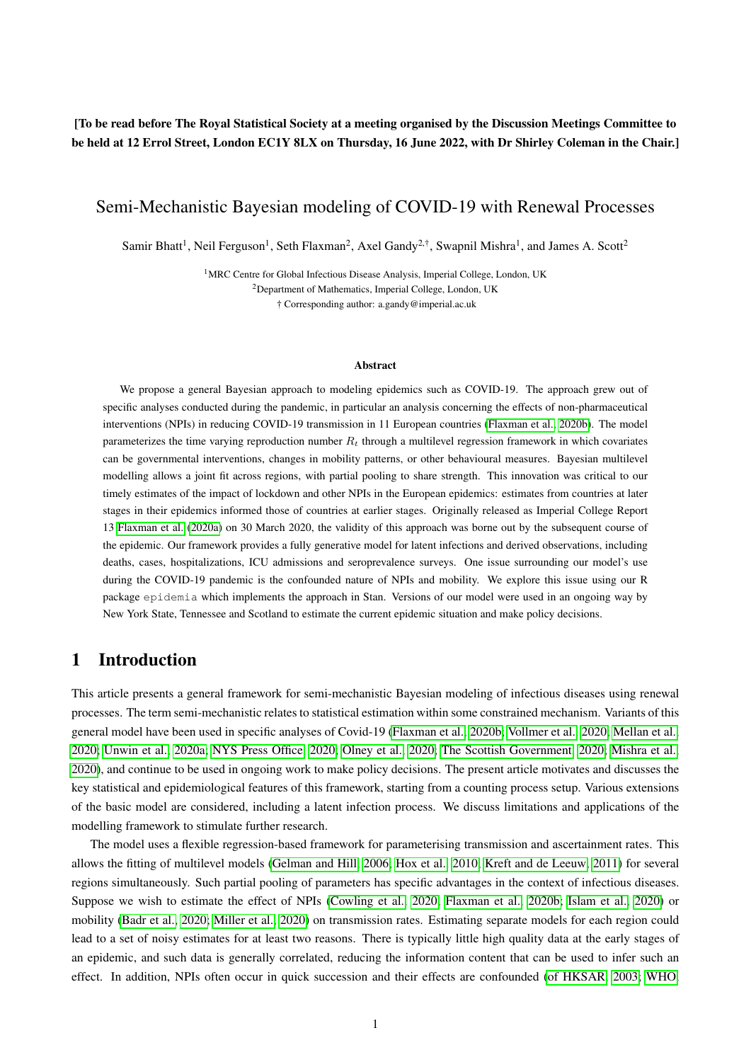**[To be read before The Royal Statistical Society at a meeting organised by the Discussion Meetings Committee to be held at 12 Errol Street, London EC1Y 8LX on Thursday, 16 June 2022, with Dr Shirley Coleman in the Chair.]**

# Semi-Mechanistic Bayesian modeling of COVID-19 with Renewal Processes

Samir Bhatt[1], Neil Ferguson[1], Seth Flaxman[2], Axel Gandy[2,†], Swapnil Mishra[1], and James A. Scott[2]

[1]MRC Centre for Global Infectious Disease Analysis, Imperial College, London, UK

[2]Department of Mathematics, Imperial College, London, UK

† Corresponding author: a.gandy@imperial.ac.uk

**Abstract**

We propose a general Bayesian approach to modeling epidemics such as COVID-19. The approach grew out of specific analyses conducted during the pandemic, in particular an analysis concerning the effects of non-pharmaceutical interventions (NPIs) in reducing COVID-19 transmission in 11 European countries (Flaxman et al., 2020b). The model parameterizes the time varying reproduction number $R_t$ through a multilevel regression framework in which covariates can be governmental interventions, changes in mobility patterns, or other behavioural measures. Bayesian multilevel modelling allows a joint fit across regions, with partial pooling to share strength. This innovation was critical to our timely estimates of the impact of lockdown and other NPIs in the European epidemics: estimates from countries at later stages in their epidemics informed those of countries at earlier stages. Originally released as Imperial College Report 13 Flaxman et al. (2020a) on 30 March 2020, the validity of this approach was borne out by the subsequent course of the epidemic. Our framework provides a fully generative model for latent infections and derived observations, including deaths, cases, hospitalizations, ICU admissions and seroprevalence surveys. One issue surrounding our model's use during the COVID-19 pandemic is the confounded nature of NPIs and mobility. We explore this issue using our R package `epidemia` which implements the approach in Stan. Versions of our model were used in an ongoing way by New York State, Tennessee and Scotland to estimate the current epidemic situation and make policy decisions.

## 1 Introduction

This article presents a general framework for semi-mechanistic Bayesian modeling of infectious diseases using renewal processes. The term semi-mechanistic relates to statistical estimation within some constrained mechanism. Variants of this general model have been used in specific analyses of Covid-19 (Flaxman et al., 2020b; Vollmer et al., 2020; Mellan et al., 2020; Unwin et al., 2020a; NYS Press Office, 2020; Olney et al., 2020; The Scottish Government, 2020; Mishra et al., 2020), and continue to be used in ongoing work to make policy decisions. The present article motivates and discusses the key statistical and epidemiological features of this framework, starting from a counting process setup. Various extensions of the basic model are considered, including a latent infection process. We discuss limitations and applications of the modelling framework to stimulate further research.

The model uses a flexible regression-based framework for parameterising transmission and ascertainment rates. This allows the fitting of multilevel models (Gelman and Hill, 2006; Hox et al., 2010; Kreft and de Leeuw, 2011) for several regions simultaneously. Such partial pooling of parameters has specific advantages in the context of infectious diseases. Suppose we wish to estimate the effect of NPIs (Cowling et al., 2020; Flaxman et al., 2020b; Islam et al., 2020) or mobility (Badr et al., 2020; Miller et al., 2020) on transmission rates. Estimating separate models for each region could lead to a set of noisy estimates for at least two reasons. There is typically little high quality data at the early stages of an epidemic, and such data is generally correlated, reducing the information content that can be used to infer such an effect. In addition, NPIs often occur in quick succession and their effects are confounded (of HKSAR, 2003; WHO,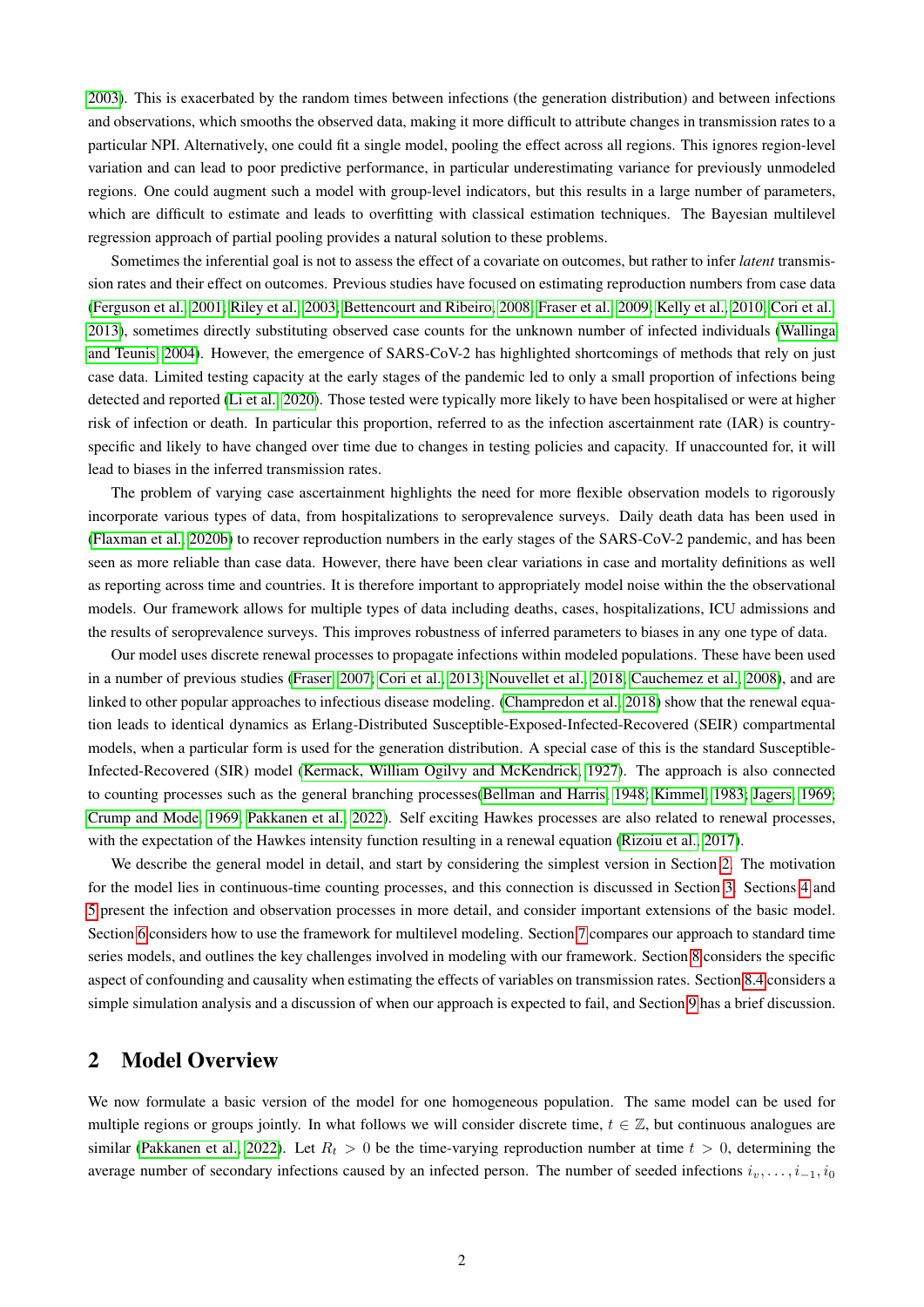2003). This is exacerbated by the random times between infections (the generation distribution) and between infections and observations, which smooths the observed data, making it more difficult to attribute changes in transmission rates to a particular NPI. Alternatively, one could fit a single model, pooling the effect across all regions. This ignores region-level variation and can lead to poor predictive performance, in particular underestimating variance for previously unmodeled regions. One could augment such a model with group-level indicators, but this results in a large number of parameters, which are difficult to estimate and leads to overfitting with classical estimation techniques. The Bayesian multilevel regression approach of partial pooling provides a natural solution to these problems.

Sometimes the inferential goal is not to assess the effect of a covariate on outcomes, but rather to infer *latent* transmission rates and their effect on outcomes. Previous studies have focused on estimating reproduction numbers from case data (Ferguson et al., 2001; Riley et al., 2003; Bettencourt and Ribeiro, 2008; Fraser et al., 2009; Kelly et al., 2010; Cori et al., 2013), sometimes directly substituting observed case counts for the unknown number of infected individuals (Wallinga and Teunis, 2004). However, the emergence of SARS-CoV-2 has highlighted shortcomings of methods that rely on just case data. Limited testing capacity at the early stages of the pandemic led to only a small proportion of infections being detected and reported (Li et al., 2020). Those tested were typically more likely to have been hospitalised or were at higher risk of infection or death. In particular this proportion, referred to as the infection ascertainment rate (IAR) is country-specific and likely to have changed over time due to changes in testing policies and capacity. If unaccounted for, it will lead to biases in the inferred transmission rates.

The problem of varying case ascertainment highlights the need for more flexible observation models to rigorously incorporate various types of data, from hospitalizations to seroprevalence surveys. Daily death data has been used in (Flaxman et al., 2020b) to recover reproduction numbers in the early stages of the SARS-CoV-2 pandemic, and has been seen as more reliable than case data. However, there have been clear variations in case and mortality definitions as well as reporting across time and countries. It is therefore important to appropriately model noise within the the observational models. Our framework allows for multiple types of data including deaths, cases, hospitalizations, ICU admissions and the results of seroprevalence surveys. This improves robustness of inferred parameters to biases in any one type of data.

Our model uses discrete renewal processes to propagate infections within modeled populations. These have been used in a number of previous studies (Fraser, 2007; Cori et al., 2013; Nouvellet et al., 2018; Cauchemez et al., 2008), and are linked to other popular approaches to infectious disease modeling. (Champredon et al., 2018) show that the renewal equation leads to identical dynamics as Erlang-Distributed Susceptible-Exposed-Infected-Recovered (SEIR) compartmental models, when a particular form is used for the generation distribution. A special case of this is the standard Susceptible-Infected-Recovered (SIR) model (Kermack, William Ogilvy and McKendrick, 1927). The approach is also connected to counting processes such as the general branching processes(Bellman and Harris, 1948; Kimmel, 1983; Jagers, 1969; Crump and Mode, 1969; Pakkanen et al., 2022). Self exciting Hawkes processes are also related to renewal processes, with the expectation of the Hawkes intensity function resulting in a renewal equation (Rizoiu et al., 2017).

We describe the general model in detail, and start by considering the simplest version in Section 2. The motivation for the model lies in continuous-time counting processes, and this connection is discussed in Section 3. Sections 4 and 5 present the infection and observation processes in more detail, and consider important extensions of the basic model. Section 6 considers how to use the framework for multilevel modeling. Section 7 compares our approach to standard time series models, and outlines the key challenges involved in modeling with our framework. Section 8 considers the specific aspect of confounding and causality when estimating the effects of variables on transmission rates. Section 8.4 considers a simple simulation analysis and a discussion of when our approach is expected to fail, and Section 9 has a brief discussion.

## 2 Model Overview

We now formulate a basic version of the model for one homogeneous population. The same model can be used for multiple regions or groups jointly. In what follows we will consider discrete time, $t \in \mathbb{Z}$, but continuous analogues are similar (Pakkanen et al., 2022). Let $R_t > 0$ be the time-varying reproduction number at time $t > 0$, determining the average number of secondary infections caused by an infected person. The number of seeded infections $i_v, \ldots, i_{-1}, i_0$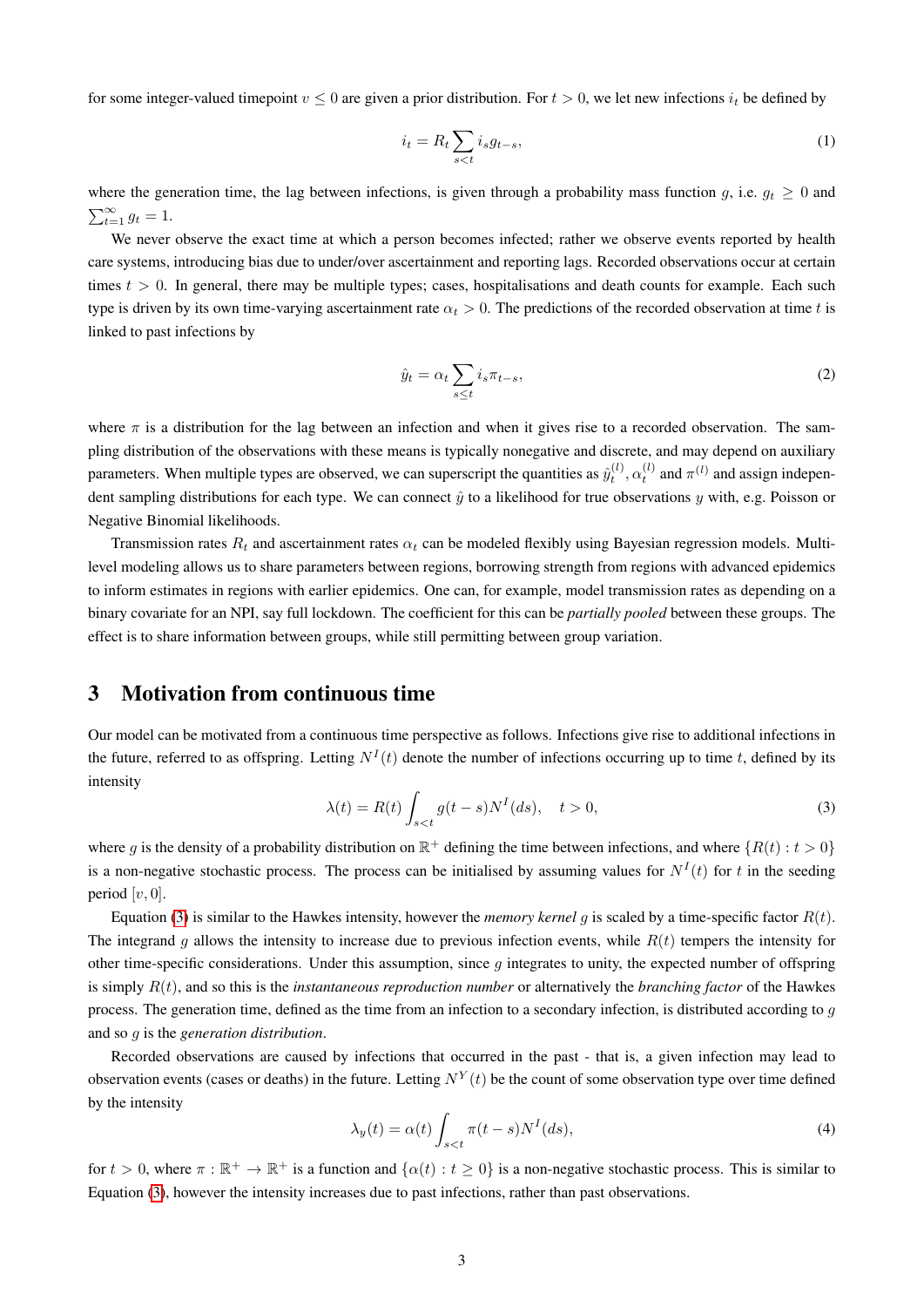for some integer-valued timepoint $v \leq 0$ are given a prior distribution. For $t > 0$, we let new infections $i_t$ be defined by

$$i_t = R_t \sum_{s<t} i_s g_{t-s}, \tag{1}$$

where the generation time, the lag between infections, is given through a probability mass function $g$, i.e. $g_t \geq 0$ and $\sum_{t=1}^{\infty} g_t = 1$.

We never observe the exact time at which a person becomes infected; rather we observe events reported by health care systems, introducing bias due to under/over ascertainment and reporting lags. Recorded observations occur at certain times $t > 0$. In general, there may be multiple types; cases, hospitalisations and death counts for example. Each such type is driven by its own time-varying ascertainment rate $\alpha_t > 0$. The predictions of the recorded observation at time $t$ is linked to past infections by

$$\hat{y}_t = \alpha_t \sum_{s \leq t} i_s \pi_{t-s}, \tag{2}$$

where $\pi$ is a distribution for the lag between an infection and when it gives rise to a recorded observation. The sampling distribution of the observations with these means is typically nonegative and discrete, and may depend on auxiliary parameters. When multiple types are observed, we can superscript the quantities as $\hat{y}_t^{(l)}$, $\alpha_t^{(l)}$ and $\pi^{(l)}$ and assign independent sampling distributions for each type. We can connect $\hat{y}$ to a likelihood for true observations $y$ with, e.g. Poisson or Negative Binomial likelihoods.

Transmission rates $R_t$ and ascertainment rates $\alpha_t$ can be modeled flexibly using Bayesian regression models. Multilevel modeling allows us to share parameters between regions, borrowing strength from regions with advanced epidemics to inform estimates in regions with earlier epidemics. One can, for example, model transmission rates as depending on a binary covariate for an NPI, say full lockdown. The coefficient for this can be *partially pooled* between these groups. The effect is to share information between groups, while still permitting between group variation.

## 3 Motivation from continuous time

Our model can be motivated from a continuous time perspective as follows. Infections give rise to additional infections in the future, referred to as offspring. Letting $N^I(t)$ denote the number of infections occurring up to time $t$, defined by its intensity

$$\lambda(t) = R(t) \int_{s<t} g(t-s) N^I(ds), \quad t > 0, \tag{3}$$

where $g$ is the density of a probability distribution on $\mathbb{R}^+$ defining the time between infections, and where $\{R(t) : t > 0\}$ is a non-negative stochastic process. The process can be initialised by assuming values for $N^I(t)$ for $t$ in the seeding period $[v, 0]$.

Equation (3) is similar to the Hawkes intensity, however the *memory kernel* $g$ is scaled by a time-specific factor $R(t)$. The integrand $g$ allows the intensity to increase due to previous infection events, while $R(t)$ tempers the intensity for other time-specific considerations. Under this assumption, since $g$ integrates to unity, the expected number of offspring is simply $R(t)$, and so this is the *instantaneous reproduction number* or alternatively the *branching factor* of the Hawkes process. The generation time, defined as the time from an infection to a secondary infection, is distributed according to $g$ and so $g$ is the *generation distribution*.

Recorded observations are caused by infections that occurred in the past - that is, a given infection may lead to observation events (cases or deaths) in the future. Letting $N^Y(t)$ be the count of some observation type over time defined by the intensity

$$\lambda_y(t) = \alpha(t) \int_{s<t} \pi(t-s) N^I(ds), \tag{4}$$

for $t > 0$, where $\pi : \mathbb{R}^+ \to \mathbb{R}^+$ is a function and $\{\alpha(t) : t \geq 0\}$ is a non-negative stochastic process. This is similar to Equation (3), however the intensity increases due to past infections, rather than past observations.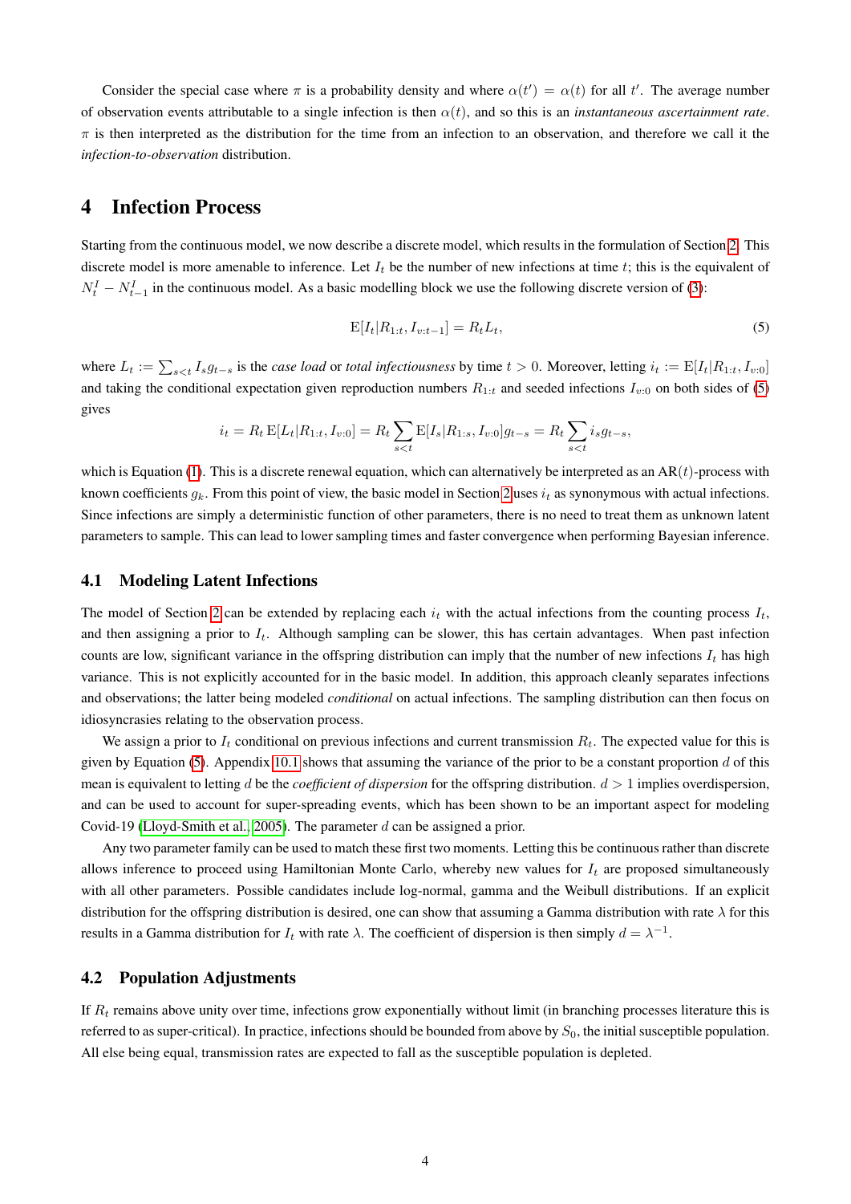Consider the special case where $\pi$ is a probability density and where $\alpha(t') = \alpha(t)$ for all $t'$. The average number of observation events attributable to a single infection is then $\alpha(t)$, and so this is an *instantaneous ascertainment rate*. $\pi$ is then interpreted as the distribution for the time from an infection to an observation, and therefore we call it the *infection-to-observation* distribution.

# 4 Infection Process

Starting from the continuous model, we now describe a discrete model, which results in the formulation of Section 2. This discrete model is more amenable to inference. Let $I_t$ be the number of new infections at time $t$; this is the equivalent of $N_t^I - N_{t-1}^I$ in the continuous model. As a basic modelling block we use the following discrete version of (3):

$$\mathrm{E}[I_t | R_{1:t}, I_{v:t-1}] = R_t L_t, \tag{5}$$

where $L_t := \sum_{s<t} I_s g_{t-s}$ is the *case load* or *total infectiousness* by time $t > 0$. Moreover, letting $i_t := \mathrm{E}[I_t | R_{1:t}, I_{v:0}]$ and taking the conditional expectation given reproduction numbers $R_{1:t}$ and seeded infections $I_{v:0}$ on both sides of (5) gives

$$i_t = R_t \, \mathrm{E}[L_t | R_{1:t}, I_{v:0}] = R_t \sum_{s<t} \mathrm{E}[I_s | R_{1:s}, I_{v:0}] g_{t-s} = R_t \sum_{s<t} i_s g_{t-s},$$

which is Equation (1). This is a discrete renewal equation, which can alternatively be interpreted as an AR($t$)-process with known coefficients $g_k$. From this point of view, the basic model in Section 2 uses $i_t$ as synonymous with actual infections. Since infections are simply a deterministic function of other parameters, there is no need to treat them as unknown latent parameters to sample. This can lead to lower sampling times and faster convergence when performing Bayesian inference.

## 4.1 Modeling Latent Infections

The model of Section 2 can be extended by replacing each $i_t$ with the actual infections from the counting process $I_t$, and then assigning a prior to $I_t$. Although sampling can be slower, this has certain advantages. When past infection counts are low, significant variance in the offspring distribution can imply that the number of new infections $I_t$ has high variance. This is not explicitly accounted for in the basic model. In addition, this approach cleanly separates infections and observations; the latter being modeled *conditional* on actual infections. The sampling distribution can then focus on idiosyncrasies relating to the observation process.

We assign a prior to $I_t$ conditional on previous infections and current transmission $R_t$. The expected value for this is given by Equation (5). Appendix 10.1 shows that assuming the variance of the prior to be a constant proportion $d$ of this mean is equivalent to letting $d$ be the *coefficient of dispersion* for the offspring distribution. $d > 1$ implies overdispersion, and can be used to account for super-spreading events, which has been shown to be an important aspect for modeling Covid-19 (Lloyd-Smith et al., 2005). The parameter $d$ can be assigned a prior.

Any two parameter family can be used to match these first two moments. Letting this be continuous rather than discrete allows inference to proceed using Hamiltonian Monte Carlo, whereby new values for $I_t$ are proposed simultaneously with all other parameters. Possible candidates include log-normal, gamma and the Weibull distributions. If an explicit distribution for the offspring distribution is desired, one can show that assuming a Gamma distribution with rate $\lambda$ for this results in a Gamma distribution for $I_t$ with rate $\lambda$. The coefficient of dispersion is then simply $d = \lambda^{-1}$.

## 4.2 Population Adjustments

If $R_t$ remains above unity over time, infections grow exponentially without limit (in branching processes literature this is referred to as super-critical). In practice, infections should be bounded from above by $S_0$, the initial susceptible population. All else being equal, transmission rates are expected to fall as the susceptible population is depleted.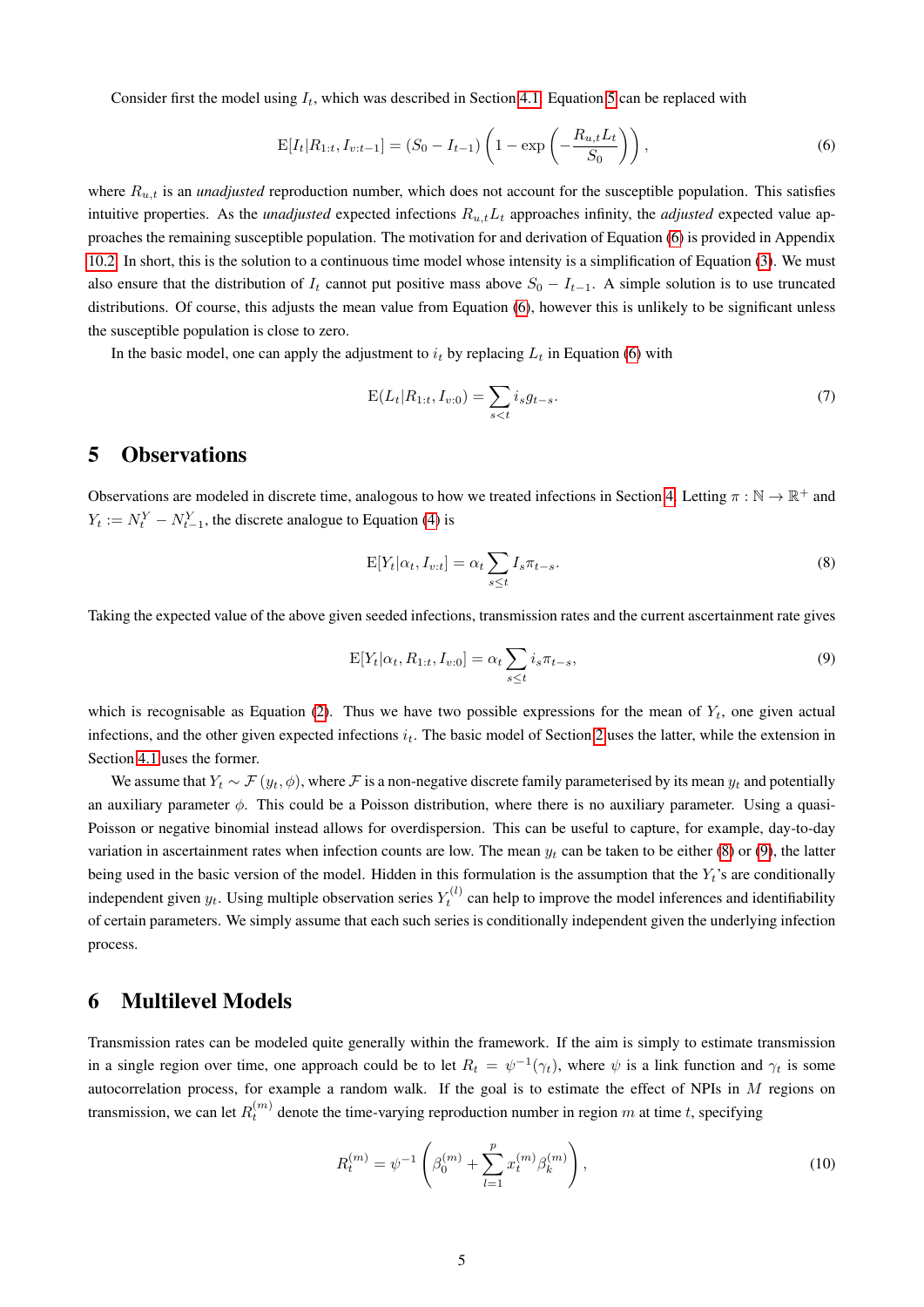Consider first the model using $I_t$, which was described in Section 4.1. Equation 5 can be replaced with

$$
\mathrm{E}[I_t | R_{1:t}, I_{v:t-1}] = (S_0 - I_{t-1}) \left(1 - \exp\left(-\frac{R_{u,t} L_t}{S_0}\right)\right), \tag{6}
$$

where $R_{u,t}$ is an *unadjusted* reproduction number, which does not account for the susceptible population. This satisfies intuitive properties. As the *unadjusted* expected infections $R_{u,t} L_t$ approaches infinity, the *adjusted* expected value approaches the remaining susceptible population. The motivation for and derivation of Equation (6) is provided in Appendix 10.2. In short, this is the solution to a continuous time model whose intensity is a simplification of Equation (3). We must also ensure that the distribution of $I_t$ cannot put positive mass above $S_0 - I_{t-1}$. A simple solution is to use truncated distributions. Of course, this adjusts the mean value from Equation (6), however this is unlikely to be significant unless the susceptible population is close to zero.

In the basic model, one can apply the adjustment to $i_t$ by replacing $L_t$ in Equation (6) with

$$
\mathrm{E}(L_t | R_{1:t}, I_{v:0}) = \sum_{s<t} i_s g_{t-s}. \tag{7}
$$

# 5 Observations

Observations are modeled in discrete time, analogous to how we treated infections in Section 4. Letting $\pi : \mathbb{N} \to \mathbb{R}^+$ and $Y_t := N_t^Y - N_{t-1}^Y$, the discrete analogue to Equation (4) is

$$
\mathrm{E}[Y_t | \alpha_t, I_{v:t}] = \alpha_t \sum_{s \leq t} I_s \pi_{t-s}. \tag{8}
$$

Taking the expected value of the above given seeded infections, transmission rates and the current ascertainment rate gives

$$
\mathrm{E}[Y_t | \alpha_t, R_{1:t}, I_{v:0}] = \alpha_t \sum_{s \leq t} i_s \pi_{t-s}, \tag{9}
$$

which is recognisable as Equation (2). Thus we have two possible expressions for the mean of $Y_t$, one given actual infections, and the other given expected infections $i_t$. The basic model of Section 2 uses the latter, while the extension in Section 4.1 uses the former.

We assume that $Y_t \sim \mathcal{F}(y_t, \phi)$, where $\mathcal{F}$ is a non-negative discrete family parameterised by its mean $y_t$ and potentially an auxiliary parameter $\phi$. This could be a Poisson distribution, where there is no auxiliary parameter. Using a quasi-Poisson or negative binomial instead allows for overdispersion. This can be useful to capture, for example, day-to-day variation in ascertainment rates when infection counts are low. The mean $y_t$ can be taken to be either (8) or (9), the latter being used in the basic version of the model. Hidden in this formulation is the assumption that the $Y_t$'s are conditionally independent given $y_t$. Using multiple observation series $Y_t^{(l)}$ can help to improve the model inferences and identifiability of certain parameters. We simply assume that each such series is conditionally independent given the underlying infection process.

# 6 Multilevel Models

Transmission rates can be modeled quite generally within the framework. If the aim is simply to estimate transmission in a single region over time, one approach could be to let $R_t = \psi^{-1}(\gamma_t)$, where $\psi$ is a link function and $\gamma_t$ is some autocorrelation process, for example a random walk. If the goal is to estimate the effect of NPIs in $M$ regions on transmission, we can let $R_t^{(m)}$ denote the time-varying reproduction number in region $m$ at time $t$, specifying

$$
R_t^{(m)} = \psi^{-1}\left(\beta_0^{(m)} + \sum_{l=1}^{p} x_t^{(m)} \beta_k^{(m)}\right), \tag{10}
$$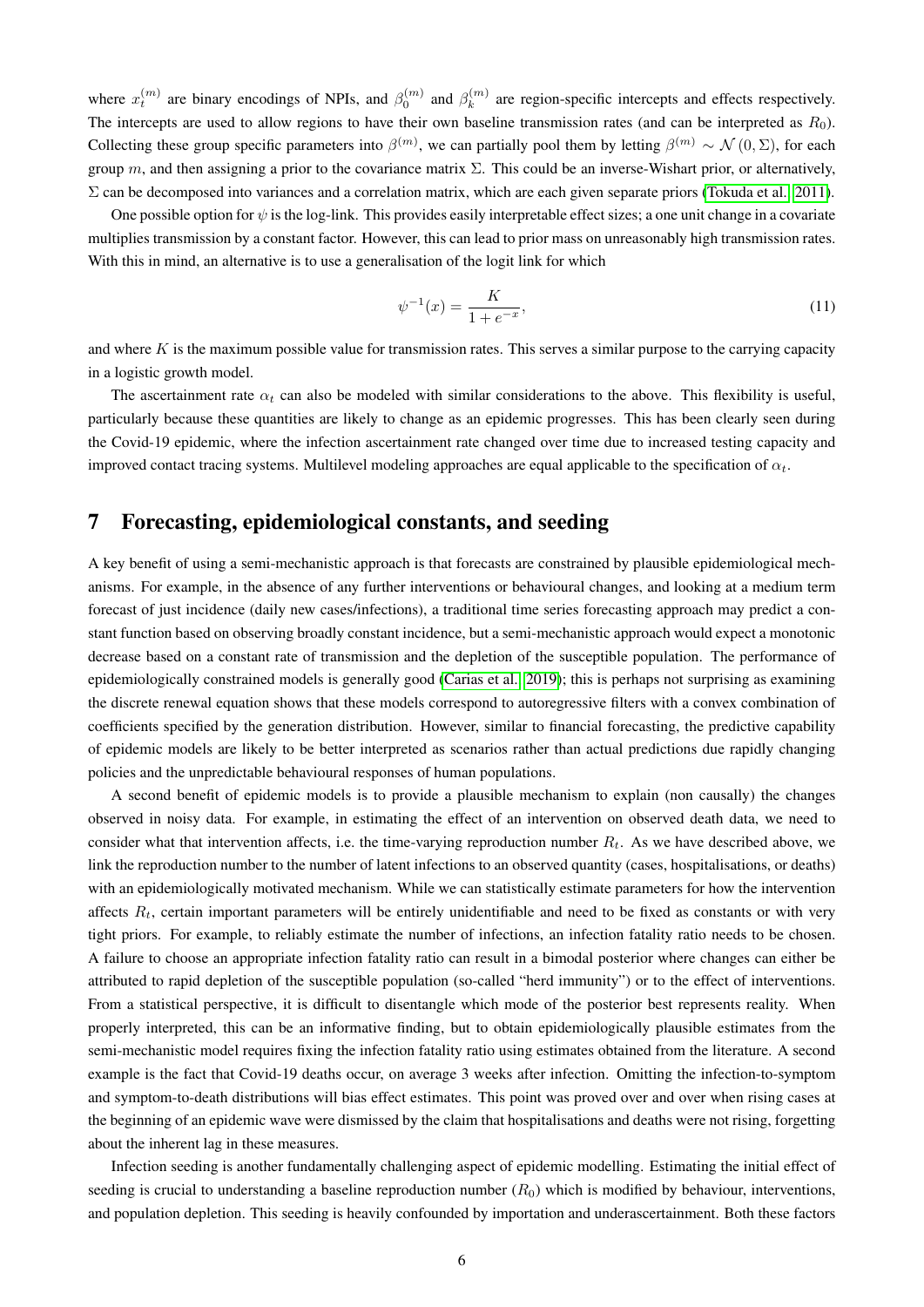where $x_t^{(m)}$ are binary encodings of NPIs, and $\beta_0^{(m)}$ and $\beta_k^{(m)}$ are region-specific intercepts and effects respectively. The intercepts are used to allow regions to have their own baseline transmission rates (and can be interpreted as $R_0$). Collecting these group specific parameters into $\beta^{(m)}$, we can partially pool them by letting $\beta^{(m)} \sim \mathcal{N}(0, \Sigma)$, for each group $m$, and then assigning a prior to the covariance matrix $\Sigma$. This could be an inverse-Wishart prior, or alternatively, $\Sigma$ can be decomposed into variances and a correlation matrix, which are each given separate priors (Tokuda et al., 2011).

One possible option for $\psi$ is the log-link. This provides easily interpretable effect sizes; a one unit change in a covariate multiplies transmission by a constant factor. However, this can lead to prior mass on unreasonably high transmission rates. With this in mind, an alternative is to use a generalisation of the logit link for which

$$
\psi^{-1}(x) = \frac{K}{1 + e^{-x}}, \tag{11}
$$

and where $K$ is the maximum possible value for transmission rates. This serves a similar purpose to the carrying capacity in a logistic growth model.

The ascertainment rate $\alpha_t$ can also be modeled with similar considerations to the above. This flexibility is useful, particularly because these quantities are likely to change as an epidemic progresses. This has been clearly seen during the Covid-19 epidemic, where the infection ascertainment rate changed over time due to increased testing capacity and improved contact tracing systems. Multilevel modeling approaches are equal applicable to the specification of $\alpha_t$.

# 7 Forecasting, epidemiological constants, and seeding

A key benefit of using a semi-mechanistic approach is that forecasts are constrained by plausible epidemiological mechanisms. For example, in the absence of any further interventions or behavioural changes, and looking at a medium term forecast of just incidence (daily new cases/infections), a traditional time series forecasting approach may predict a constant function based on observing broadly constant incidence, but a semi-mechanistic approach would expect a monotonic decrease based on a constant rate of transmission and the depletion of the susceptible population. The performance of epidemiologically constrained models is generally good (Carias et al., 2019); this is perhaps not surprising as examining the discrete renewal equation shows that these models correspond to autoregressive filters with a convex combination of coefficients specified by the generation distribution. However, similar to financial forecasting, the predictive capability of epidemic models are likely to be better interpreted as scenarios rather than actual predictions due rapidly changing policies and the unpredictable behavioural responses of human populations.

A second benefit of epidemic models is to provide a plausible mechanism to explain (non causally) the changes observed in noisy data. For example, in estimating the effect of an intervention on observed death data, we need to consider what that intervention affects, i.e. the time-varying reproduction number $R_t$. As we have described above, we link the reproduction number to the number of latent infections to an observed quantity (cases, hospitalisations, or deaths) with an epidemiologically motivated mechanism. While we can statistically estimate parameters for how the intervention affects $R_t$, certain important parameters will be entirely unidentifiable and need to be fixed as constants or with very tight priors. For example, to reliably estimate the number of infections, an infection fatality ratio needs to be chosen. A failure to choose an appropriate infection fatality ratio can result in a bimodal posterior where changes can either be attributed to rapid depletion of the susceptible population (so-called "herd immunity") or to the effect of interventions. From a statistical perspective, it is difficult to disentangle which mode of the posterior best represents reality. When properly interpreted, this can be an informative finding, but to obtain epidemiologically plausible estimates from the semi-mechanistic model requires fixing the infection fatality ratio using estimates obtained from the literature. A second example is the fact that Covid-19 deaths occur, on average 3 weeks after infection. Omitting the infection-to-symptom and symptom-to-death distributions will bias effect estimates. This point was proved over and over when rising cases at the beginning of an epidemic wave were dismissed by the claim that hospitalisations and deaths were not rising, forgetting about the inherent lag in these measures.

Infection seeding is another fundamentally challenging aspect of epidemic modelling. Estimating the initial effect of seeding is crucial to understanding a baseline reproduction number ($R_0$) which is modified by behaviour, interventions, and population depletion. This seeding is heavily confounded by importation and underascertainment. Both these factors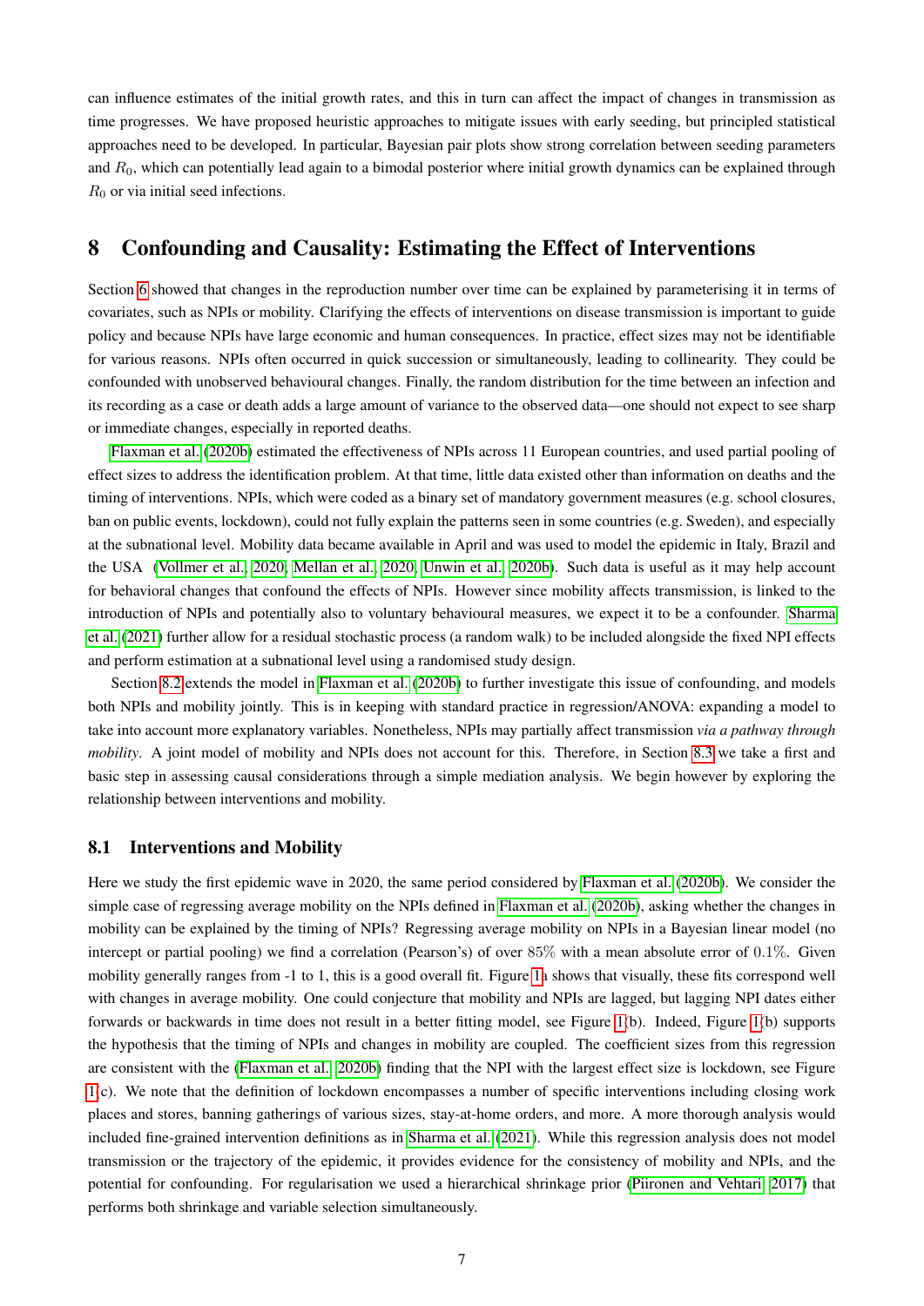can influence estimates of the initial growth rates, and this in turn can affect the impact of changes in transmission as time progresses. We have proposed heuristic approaches to mitigate issues with early seeding, but principled statistical approaches need to be developed. In particular, Bayesian pair plots show strong correlation between seeding parameters and $R_0$, which can potentially lead again to a bimodal posterior where initial growth dynamics can be explained through $R_0$ or via initial seed infections.

## 8 Confounding and Causality: Estimating the Effect of Interventions

Section 6 showed that changes in the reproduction number over time can be explained by parameterising it in terms of covariates, such as NPIs or mobility. Clarifying the effects of interventions on disease transmission is important to guide policy and because NPIs have large economic and human consequences. In practice, effect sizes may not be identifiable for various reasons. NPIs often occurred in quick succession or simultaneously, leading to collinearity. They could be confounded with unobserved behavioural changes. Finally, the random distribution for the time between an infection and its recording as a case or death adds a large amount of variance to the observed data—one should not expect to see sharp or immediate changes, especially in reported deaths.

Flaxman et al. (2020b) estimated the effectiveness of NPIs across 11 European countries, and used partial pooling of effect sizes to address the identification problem. At that time, little data existed other than information on deaths and the timing of interventions. NPIs, which were coded as a binary set of mandatory government measures (e.g. school closures, ban on public events, lockdown), could not fully explain the patterns seen in some countries (e.g. Sweden), and especially at the subnational level. Mobility data became available in April and was used to model the epidemic in Italy, Brazil and the USA (Vollmer et al., 2020; Mellan et al., 2020; Unwin et al., 2020b). Such data is useful as it may help account for behavioral changes that confound the effects of NPIs. However since mobility affects transmission, is linked to the introduction of NPIs and potentially also to voluntary behavioural measures, we expect it to be a confounder. Sharma et al. (2021) further allow for a residual stochastic process (a random walk) to be included alongside the fixed NPI effects and perform estimation at a subnational level using a randomised study design.

Section 8.2 extends the model in Flaxman et al. (2020b) to further investigate this issue of confounding, and models both NPIs and mobility jointly. This is in keeping with standard practice in regression/ANOVA: expanding a model to take into account more explanatory variables. Nonetheless, NPIs may partially affect transmission *via a pathway through mobility*. A joint model of mobility and NPIs does not account for this. Therefore, in Section 8.3 we take a first and basic step in assessing causal considerations through a simple mediation analysis. We begin however by exploring the relationship between interventions and mobility.

### 8.1 Interventions and Mobility

Here we study the first epidemic wave in 2020, the same period considered by Flaxman et al. (2020b). We consider the simple case of regressing average mobility on the NPIs defined in Flaxman et al. (2020b), asking whether the changes in mobility can be explained by the timing of NPIs? Regressing average mobility on NPIs in a Bayesian linear model (no intercept or partial pooling) we find a correlation (Pearson's) of over 85% with a mean absolute error of 0.1%. Given mobility generally ranges from -1 to 1, this is a good overall fit. Figure 1a shows that visually, these fits correspond well with changes in average mobility. One could conjecture that mobility and NPIs are lagged, but lagging NPI dates either forwards or backwards in time does not result in a better fitting model, see Figure 1(b). Indeed, Figure 1(b) supports the hypothesis that the timing of NPIs and changes in mobility are coupled. The coefficient sizes from this regression are consistent with the (Flaxman et al., 2020b) finding that the NPI with the largest effect size is lockdown, see Figure 1(c). We note that the definition of lockdown encompasses a number of specific interventions including closing work places and stores, banning gatherings of various sizes, stay-at-home orders, and more. A more thorough analysis would included fine-grained intervention definitions as in Sharma et al. (2021). While this regression analysis does not model transmission or the trajectory of the epidemic, it provides evidence for the consistency of mobility and NPIs, and the potential for confounding. For regularisation we used a hierarchical shrinkage prior (Piironen and Vehtari, 2017) that performs both shrinkage and variable selection simultaneously.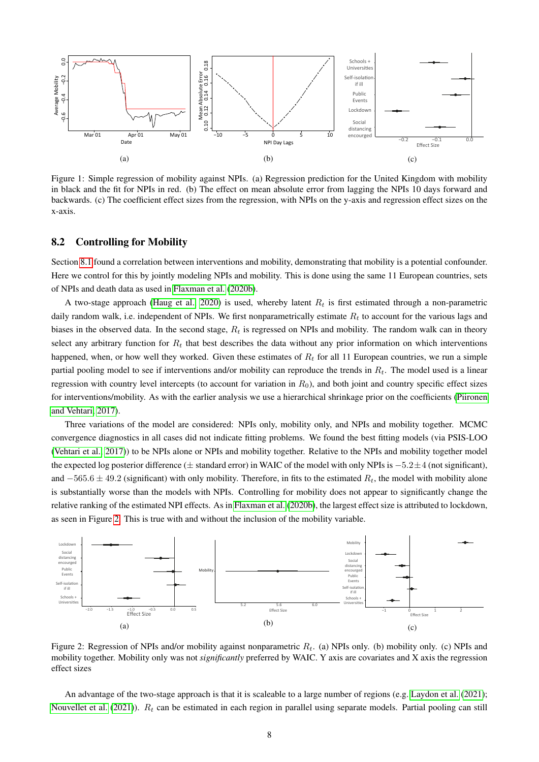Figure 1: Simple regression of mobility against NPIs. (a) Regression prediction for the United Kingdom with mobility in black and the fit for NPIs in red. (b) The effect on mean absolute error from lagging the NPIs 10 days forward and backwards. (c) The coefficient effect sizes from the regression, with NPIs on the y-axis and regression effect sizes on the x-axis.

## 8.2 Controlling for Mobility

Section 8.1 found a correlation between interventions and mobility, demonstrating that mobility is a potential confounder. Here we control for this by jointly modeling NPIs and mobility. This is done using the same 11 European countries, sets of NPIs and death data as used in Flaxman et al. (2020b).

A two-stage approach (Haug et al. 2020) is used, whereby latent $R_t$ is first estimated through a non-parametric daily random walk, i.e. independent of NPIs. We first nonparametrically estimate $R_t$ to account for the various lags and biases in the observed data. In the second stage, $R_t$ is regressed on NPIs and mobility. The random walk can in theory select any arbitrary function for $R_t$ that best describes the data without any prior information on which interventions happened, when, or how well they worked. Given these estimates of $R_t$ for all 11 European countries, we run a simple partial pooling model to see if interventions and/or mobility can reproduce the trends in $R_t$. The model used is a linear regression with country level intercepts (to account for variation in $R_0$), and both joint and country specific effect sizes for interventions/mobility. As with the earlier analysis we use a hierarchical shrinkage prior on the coefficients (Piironen and Vehtari 2017).

Three variations of the model are considered: NPIs only, mobility only, and NPIs and mobility together. MCMC convergence diagnostics in all cases did not indicate fitting problems. We found the best fitting models (via PSIS-LOO (Vehtari et al. 2017)) to be NPIs alone or NPIs and mobility together. Relative to the NPIs and mobility together model the expected log posterior difference ($\pm$ standard error) in WAIC of the model with only NPIs is $-5.2 \pm 4$ (not significant), and $-565.6 \pm 49.2$ (significant) with only mobility. Therefore, in fits to the estimated $R_t$, the model with mobility alone is substantially worse than the models with NPIs. Controlling for mobility does not appear to significantly change the relative ranking of the estimated NPI effects. As in Flaxman et al. (2020b), the largest effect size is attributed to lockdown, as seen in Figure 2. This is true with and without the inclusion of the mobility variable.

Figure 2: Regression of NPIs and/or mobility against nonparametric $R_t$. (a) NPIs only. (b) mobility only. (c) NPIs and mobility together. Mobility only was not *significantly* preferred by WAIC. Y axis are covariates and X axis the regression effect sizes

An advantage of the two-stage approach is that it is scaleable to a large number of regions (e.g. Laydon et al. (2021); Nouvellet et al. (2021)). $R_t$ can be estimated in each region in parallel using separate models. Partial pooling can still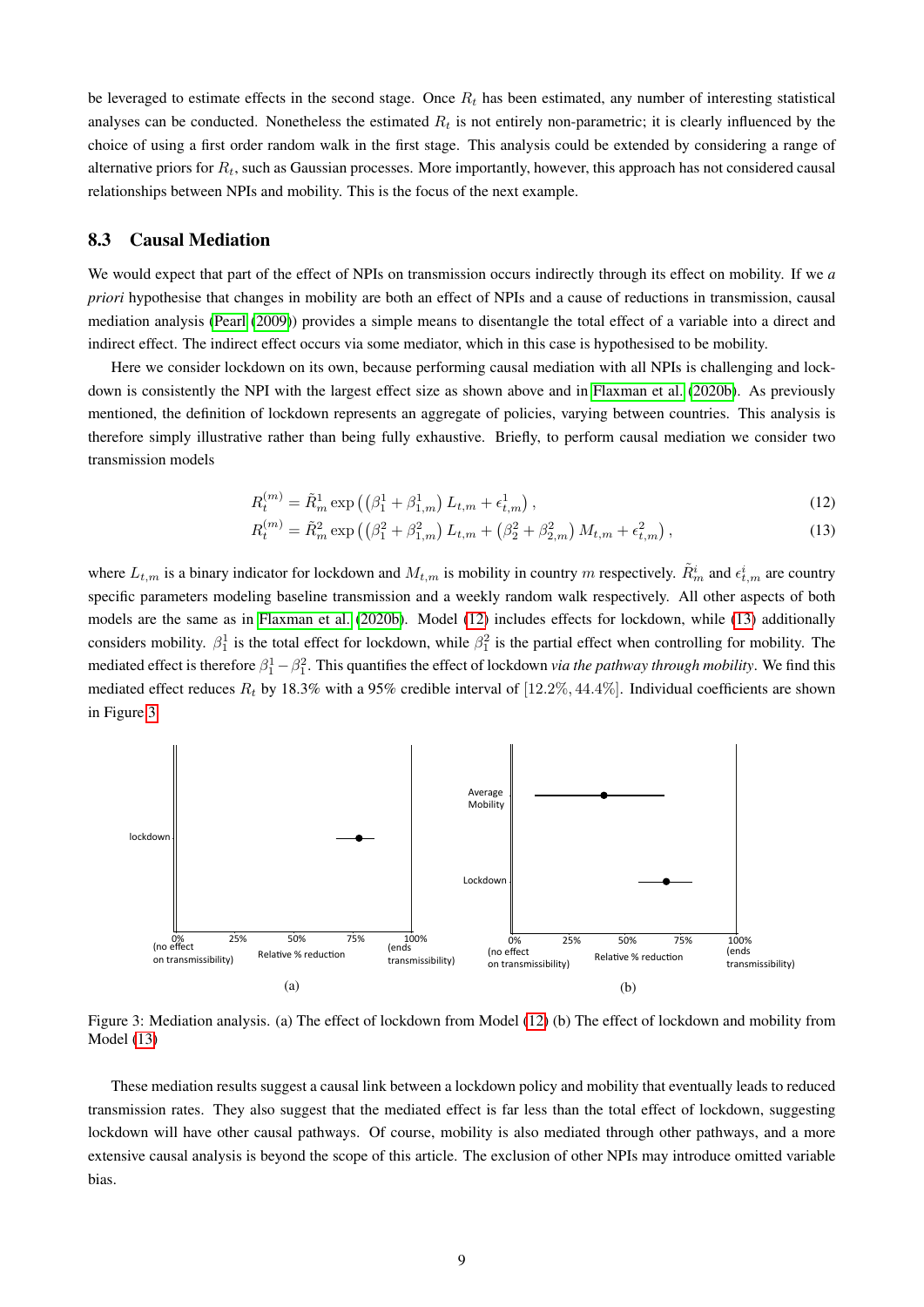be leveraged to estimate effects in the second stage. Once $R_t$ has been estimated, any number of interesting statistical analyses can be conducted. Nonetheless the estimated $R_t$ is not entirely non-parametric; it is clearly influenced by the choice of using a first order random walk in the first stage. This analysis could be extended by considering a range of alternative priors for $R_t$, such as Gaussian processes. More importantly, however, this approach has not considered causal relationships between NPIs and mobility. This is the focus of the next example.

### 8.3 Causal Mediation

We would expect that part of the effect of NPIs on transmission occurs indirectly through its effect on mobility. If we *a priori* hypothesise that changes in mobility are both an effect of NPIs and a cause of reductions in transmission, causal mediation analysis (Pearl (2009)) provides a simple means to disentangle the total effect of a variable into a direct and indirect effect. The indirect effect occurs via some mediator, which in this case is hypothesised to be mobility.

Here we consider lockdown on its own, because performing causal mediation with all NPIs is challenging and lockdown is consistently the NPI with the largest effect size as shown above and in Flaxman et al. (2020b). As previously mentioned, the definition of lockdown represents an aggregate of policies, varying between countries. This analysis is therefore simply illustrative rather than being fully exhaustive. Briefly, to perform causal mediation we consider two transmission models

$$R_t^{(m)} = \tilde{R}_m^1 \exp\left(\left(\beta_1^1 + \beta_{1,m}^1\right) L_{t,m} + \epsilon_{t,m}^1\right), \tag{12}$$

$$R_t^{(m)} = \tilde{R}_m^2 \exp\left(\left(\beta_1^2 + \beta_{1,m}^2\right) L_{t,m} + \left(\beta_2^2 + \beta_{2,m}^2\right) M_{t,m} + \epsilon_{t,m}^2\right), \tag{13}$$

where $L_{t,m}$ is a binary indicator for lockdown and $M_{t,m}$ is mobility in country $m$ respectively. $\tilde{R}_m^i$ and $\epsilon_{t,m}^i$ are country specific parameters modeling baseline transmission and a weekly random walk respectively. All other aspects of both models are the same as in Flaxman et al. (2020b). Model (12) includes effects for lockdown, while (13) additionally considers mobility. $\beta_1^1$ is the total effect for lockdown, while $\beta_1^2$ is the partial effect when controlling for mobility. The mediated effect is therefore $\beta_1^1 - \beta_1^2$. This quantifies the effect of lockdown *via the pathway through mobility*. We find this mediated effect reduces $R_t$ by 18.3% with a 95% credible interval of $[12.2\%, 44.4\%]$. Individual coefficients are shown in Figure 3.

Figure 3: Mediation analysis. (a) The effect of lockdown from Model (12) (b) The effect of lockdown and mobility from Model (13)

These mediation results suggest a causal link between a lockdown policy and mobility that eventually leads to reduced transmission rates. They also suggest that the mediated effect is far less than the total effect of lockdown, suggesting lockdown will have other causal pathways. Of course, mobility is also mediated through other pathways, and a more extensive causal analysis is beyond the scope of this article. The exclusion of other NPIs may introduce omitted variable bias.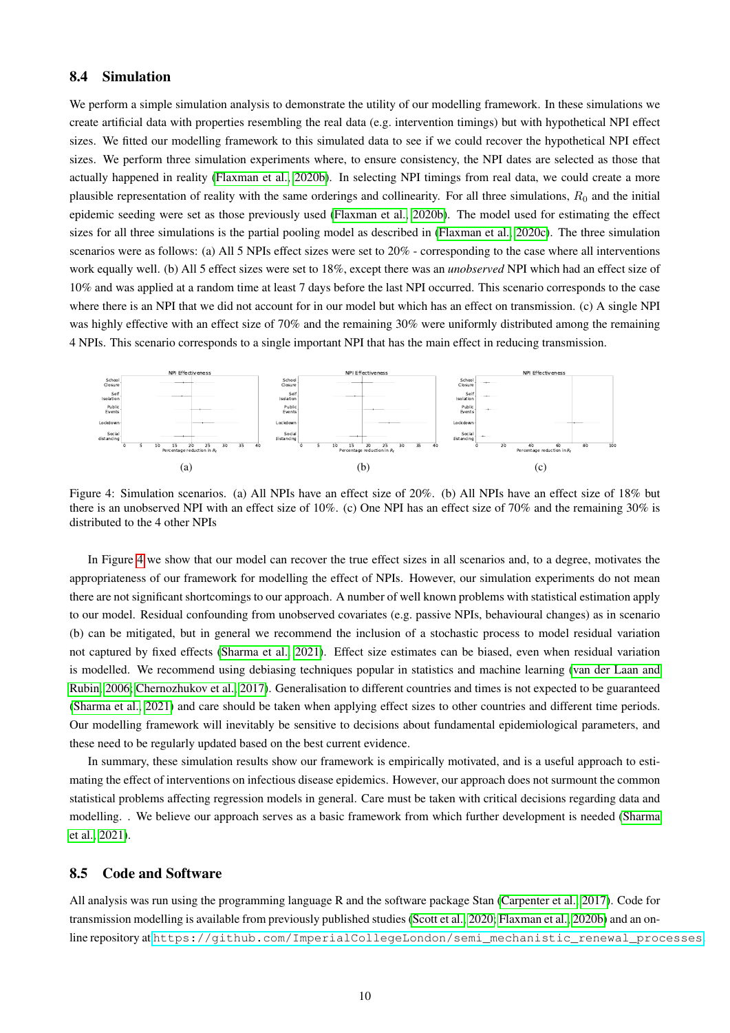### 8.4 Simulation

We perform a simple simulation analysis to demonstrate the utility of our modelling framework. In these simulations we create artificial data with properties resembling the real data (e.g. intervention timings) but with hypothetical NPI effect sizes. We fitted our modelling framework to this simulated data to see if we could recover the hypothetical NPI effect sizes. We perform three simulation experiments where, to ensure consistency, the NPI dates are selected as those that actually happened in reality (Flaxman et al., 2020b). In selecting NPI timings from real data, we could create a more plausible representation of reality with the same orderings and collinearity. For all three simulations, $R_0$ and the initial epidemic seeding were set as those previously used (Flaxman et al., 2020b). The model used for estimating the effect sizes for all three simulations is the partial pooling model as described in (Flaxman et al., 2020c). The three simulation scenarios were as follows: (a) All 5 NPIs effect sizes were set to 20% - corresponding to the case where all interventions work equally well. (b) All 5 effect sizes were set to 18%, except there was an *unobserved* NPI which had an effect size of 10% and was applied at a random time at least 7 days before the last NPI occurred. This scenario corresponds to the case where there is an NPI that we did not account for in our model but which has an effect on transmission. (c) A single NPI was highly effective with an effect size of 70% and the remaining 30% were uniformly distributed among the remaining 4 NPIs. This scenario corresponds to a single important NPI that has the main effect in reducing transmission.

(a)

(b)

(c)

Figure 4: Simulation scenarios. (a) All NPIs have an effect size of 20%. (b) All NPIs have an effect size of 18% but there is an unobserved NPI with an effect size of 10%. (c) One NPI has an effect size of 70% and the remaining 30% is distributed to the 4 other NPIs

In Figure 4 we show that our model can recover the true effect sizes in all scenarios and, to a degree, motivates the appropriateness of our framework for modelling the effect of NPIs. However, our simulation experiments do not mean there are not significant shortcomings to our approach. A number of well known problems with statistical estimation apply to our model. Residual confounding from unobserved covariates (e.g. passive NPIs, behavioural changes) as in scenario (b) can be mitigated, but in general we recommend the inclusion of a stochastic process to model residual variation not captured by fixed effects (Sharma et al., 2021). Effect size estimates can be biased, even when residual variation is modelled. We recommend using debiasing techniques popular in statistics and machine learning (van der Laan and Rubin, 2006; Chernozhukov et al., 2017). Generalisation to different countries and times is not expected to be guaranteed (Sharma et al., 2021) and care should be taken when applying effect sizes to other countries and different time periods. Our modelling framework will inevitably be sensitive to decisions about fundamental epidemiological parameters, and these need to be regularly updated based on the best current evidence.

In summary, these simulation results show our framework is empirically motivated, and is a useful approach to estimating the effect of interventions on infectious disease epidemics. However, our approach does not surmount the common statistical problems affecting regression models in general. Care must be taken with critical decisions regarding data and modelling. . We believe our approach serves as a basic framework from which further development is needed (Sharma et al., 2021).

### 8.5 Code and Software

All analysis was run using the programming language R and the software package Stan (Carpenter et al., 2017). Code for transmission modelling is available from previously published studies (Scott et al., 2020; Flaxman et al., 2020b) and an online repository at https://github.com/ImperialCollegeLondon/semi_mechanistic_renewal_processes.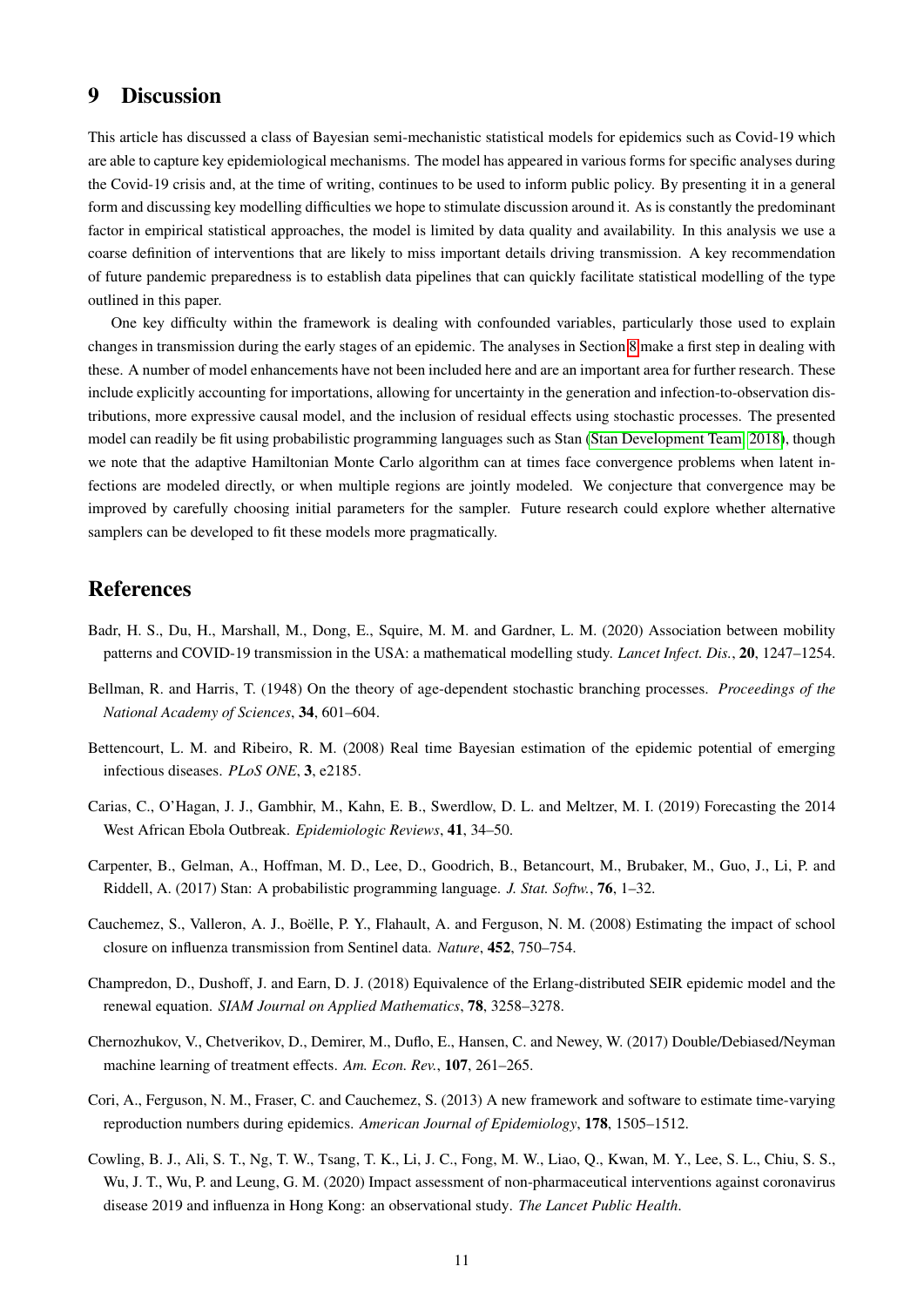## 9 Discussion

This article has discussed a class of Bayesian semi-mechanistic statistical models for epidemics such as Covid-19 which are able to capture key epidemiological mechanisms. The model has appeared in various forms for specific analyses during the Covid-19 crisis and, at the time of writing, continues to be used to inform public policy. By presenting it in a general form and discussing key modelling difficulties we hope to stimulate discussion around it. As is constantly the predominant factor in empirical statistical approaches, the model is limited by data quality and availability. In this analysis we use a coarse definition of interventions that are likely to miss important details driving transmission. A key recommendation of future pandemic preparedness is to establish data pipelines that can quickly facilitate statistical modelling of the type outlined in this paper.

One key difficulty within the framework is dealing with confounded variables, particularly those used to explain changes in transmission during the early stages of an epidemic. The analyses in Section 8 make a first step in dealing with these. A number of model enhancements have not been included here and are an important area for further research. These include explicitly accounting for importations, allowing for uncertainty in the generation and infection-to-observation distributions, more expressive causal model, and the inclusion of residual effects using stochastic processes. The presented model can readily be fit using probabilistic programming languages such as Stan (Stan Development Team, 2018), though we note that the adaptive Hamiltonian Monte Carlo algorithm can at times face convergence problems when latent infections are modeled directly, or when multiple regions are jointly modeled. We conjecture that convergence may be improved by carefully choosing initial parameters for the sampler. Future research could explore whether alternative samplers can be developed to fit these models more pragmatically.

## References

Badr, H. S., Du, H., Marshall, M., Dong, E., Squire, M. M. and Gardner, L. M. (2020) Association between mobility patterns and COVID-19 transmission in the USA: a mathematical modelling study. *Lancet Infect. Dis.*, **20**, 1247–1254.

Bellman, R. and Harris, T. (1948) On the theory of age-dependent stochastic branching processes. *Proceedings of the National Academy of Sciences*, **34**, 601–604.

Bettencourt, L. M. and Ribeiro, R. M. (2008) Real time Bayesian estimation of the epidemic potential of emerging infectious diseases. *PLoS ONE*, **3**, e2185.

Carias, C., O'Hagan, J. J., Gambhir, M., Kahn, E. B., Swerdlow, D. L. and Meltzer, M. I. (2019) Forecasting the 2014 West African Ebola Outbreak. *Epidemiologic Reviews*, **41**, 34–50.

Carpenter, B., Gelman, A., Hoffman, M. D., Lee, D., Goodrich, B., Betancourt, M., Brubaker, M., Guo, J., Li, P. and Riddell, A. (2017) Stan: A probabilistic programming language. *J. Stat. Softw.*, **76**, 1–32.

Cauchemez, S., Valleron, A. J., Boëlle, P. Y., Flahault, A. and Ferguson, N. M. (2008) Estimating the impact of school closure on influenza transmission from Sentinel data. *Nature*, **452**, 750–754.

Champredon, D., Dushoff, J. and Earn, D. J. (2018) Equivalence of the Erlang-distributed SEIR epidemic model and the renewal equation. *SIAM Journal on Applied Mathematics*, **78**, 3258–3278.

Chernozhukov, V., Chetverikov, D., Demirer, M., Duflo, E., Hansen, C. and Newey, W. (2017) Double/Debiased/Neyman machine learning of treatment effects. *Am. Econ. Rev.*, **107**, 261–265.

Cori, A., Ferguson, N. M., Fraser, C. and Cauchemez, S. (2013) A new framework and software to estimate time-varying reproduction numbers during epidemics. *American Journal of Epidemiology*, **178**, 1505–1512.

Cowling, B. J., Ali, S. T., Ng, T. W., Tsang, T. K., Li, J. C., Fong, M. W., Liao, Q., Kwan, M. Y., Lee, S. L., Chiu, S. S., Wu, J. T., Wu, P. and Leung, G. M. (2020) Impact assessment of non-pharmaceutical interventions against coronavirus disease 2019 and influenza in Hong Kong: an observational study. *The Lancet Public Health*.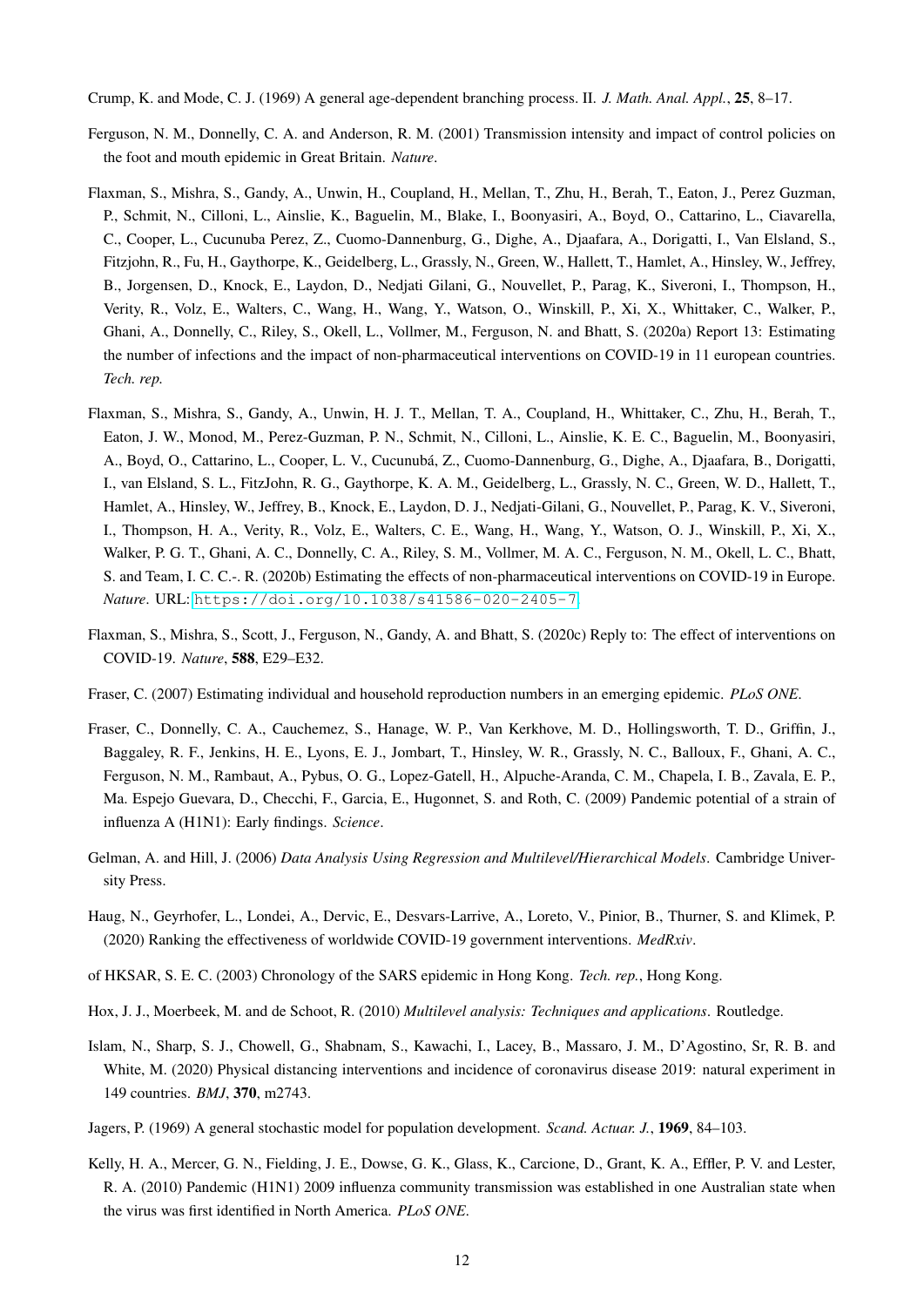Crump, K. and Mode, C. J. (1969) A general age-dependent branching process. II. *J. Math. Anal. Appl.*, **25**, 8–17.

Ferguson, N. M., Donnelly, C. A. and Anderson, R. M. (2001) Transmission intensity and impact of control policies on the foot and mouth epidemic in Great Britain. *Nature*.

Flaxman, S., Mishra, S., Gandy, A., Unwin, H., Coupland, H., Mellan, T., Zhu, H., Berah, T., Eaton, J., Perez Guzman, P., Schmit, N., Cilloni, L., Ainslie, K., Baguelin, M., Blake, I., Boonyasiri, A., Boyd, O., Cattarino, L., Ciavarella, C., Cooper, L., Cucunuba Perez, Z., Cuomo-Dannenburg, G., Dighe, A., Djaafara, A., Dorigatti, I., Van Elsland, S., Fitzjohn, R., Fu, H., Gaythorpe, K., Geidelberg, L., Grassly, N., Green, W., Hallett, T., Hamlet, A., Hinsley, W., Jeffrey, B., Jorgensen, D., Knock, E., Laydon, D., Nedjati Gilani, G., Nouvellet, P., Parag, K., Siveroni, I., Thompson, H., Verity, R., Volz, E., Walters, C., Wang, H., Wang, Y., Watson, O., Winskill, P., Xi, X., Whittaker, C., Walker, P., Ghani, A., Donnelly, C., Riley, S., Okell, L., Vollmer, M., Ferguson, N. and Bhatt, S. (2020a) Report 13: Estimating the number of infections and the impact of non-pharmaceutical interventions on COVID-19 in 11 european countries. *Tech. rep.*

Flaxman, S., Mishra, S., Gandy, A., Unwin, H. J. T., Mellan, T. A., Coupland, H., Whittaker, C., Zhu, H., Berah, T., Eaton, J. W., Monod, M., Perez-Guzman, P. N., Schmit, N., Cilloni, L., Ainslie, K. E. C., Baguelin, M., Boonyasiri, A., Boyd, O., Cattarino, L., Cooper, L. V., Cucunubá, Z., Cuomo-Dannenburg, G., Dighe, A., Djaafara, B., Dorigatti, I., van Elsland, S. L., FitzJohn, R. G., Gaythorpe, K. A. M., Geidelberg, L., Grassly, N. C., Green, W. D., Hallett, T., Hamlet, A., Hinsley, W., Jeffrey, B., Knock, E., Laydon, D. J., Nedjati-Gilani, G., Nouvellet, P., Parag, K. V., Siveroni, I., Thompson, H. A., Verity, R., Volz, E., Walters, C. E., Wang, H., Wang, Y., Watson, O. J., Winskill, P., Xi, X., Walker, P. G. T., Ghani, A. C., Donnelly, C. A., Riley, S. M., Vollmer, M. A. C., Ferguson, N. M., Okell, L. C., Bhatt, S. and Team, I. C. C.-. R. (2020b) Estimating the effects of non-pharmaceutical interventions on COVID-19 in Europe. *Nature*. URL: https://doi.org/10.1038/s41586-020-2405-7

Flaxman, S., Mishra, S., Scott, J., Ferguson, N., Gandy, A. and Bhatt, S. (2020c) Reply to: The effect of interventions on COVID-19. *Nature*, **588**, E29–E32.

Fraser, C. (2007) Estimating individual and household reproduction numbers in an emerging epidemic. *PLoS ONE*.

Fraser, C., Donnelly, C. A., Cauchemez, S., Hanage, W. P., Van Kerkhove, M. D., Hollingsworth, T. D., Griffin, J., Baggaley, R. F., Jenkins, H. E., Lyons, E. J., Jombart, T., Hinsley, W. R., Grassly, N. C., Balloux, F., Ghani, A. C., Ferguson, N. M., Rambaut, A., Pybus, O. G., Lopez-Gatell, H., Alpuche-Aranda, C. M., Chapela, I. B., Zavala, E. P., Ma. Espejo Guevara, D., Checchi, F., Garcia, E., Hugonnet, S. and Roth, C. (2009) Pandemic potential of a strain of influenza A (H1N1): Early findings. *Science*.

Gelman, A. and Hill, J. (2006) *Data Analysis Using Regression and Multilevel/Hierarchical Models*. Cambridge University Press.

Haug, N., Geyrhofer, L., Londei, A., Dervic, E., Desvars-Larrive, A., Loreto, V., Pinior, B., Thurner, S. and Klimek, P. (2020) Ranking the effectiveness of worldwide COVID-19 government interventions. *MedRxiv*.

of HKSAR, S. E. C. (2003) Chronology of the SARS epidemic in Hong Kong. *Tech. rep.*, Hong Kong.

Hox, J. J., Moerbeek, M. and de Schoot, R. (2010) *Multilevel analysis: Techniques and applications*. Routledge.

Islam, N., Sharp, S. J., Chowell, G., Shabnam, S., Kawachi, I., Lacey, B., Massaro, J. M., D'Agostino, Sr, R. B. and White, M. (2020) Physical distancing interventions and incidence of coronavirus disease 2019: natural experiment in 149 countries. *BMJ*, **370**, m2743.

Jagers, P. (1969) A general stochastic model for population development. *Scand. Actuar. J.*, **1969**, 84–103.

Kelly, H. A., Mercer, G. N., Fielding, J. E., Dowse, G. K., Glass, K., Carcione, D., Grant, K. A., Effler, P. V. and Lester, R. A. (2010) Pandemic (H1N1) 2009 influenza community transmission was established in one Australian state when the virus was first identified in North America. *PLoS ONE*.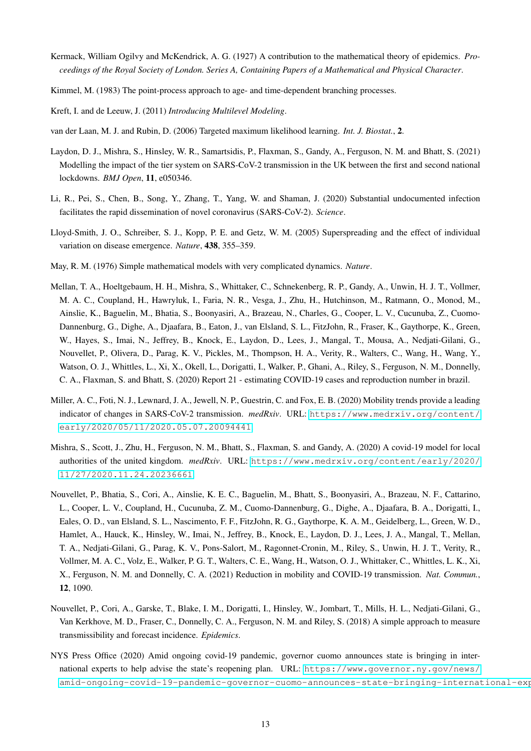Kermack, William Ogilvy and McKendrick, A. G. (1927) A contribution to the mathematical theory of epidemics. *Proceedings of the Royal Society of London. Series A, Containing Papers of a Mathematical and Physical Character*.

Kimmel, M. (1983) The point-process approach to age- and time-dependent branching processes.

Kreft, I. and de Leeuw, J. (2011) *Introducing Multilevel Modeling*.

van der Laan, M. J. and Rubin, D. (2006) Targeted maximum likelihood learning. *Int. J. Biostat.*, **2**.

Laydon, D. J., Mishra, S., Hinsley, W. R., Samartsidis, P., Flaxman, S., Gandy, A., Ferguson, N. M. and Bhatt, S. (2021) Modelling the impact of the tier system on SARS-CoV-2 transmission in the UK between the first and second national lockdowns. *BMJ Open*, **11**, e050346.

Li, R., Pei, S., Chen, B., Song, Y., Zhang, T., Yang, W. and Shaman, J. (2020) Substantial undocumented infection facilitates the rapid dissemination of novel coronavirus (SARS-CoV-2). *Science*.

Lloyd-Smith, J. O., Schreiber, S. J., Kopp, P. E. and Getz, W. M. (2005) Superspreading and the effect of individual variation on disease emergence. *Nature*, **438**, 355–359.

May, R. M. (1976) Simple mathematical models with very complicated dynamics. *Nature*.

Mellan, T. A., Hoeltgebaum, H. H., Mishra, S., Whittaker, C., Schnekenberg, R. P., Gandy, A., Unwin, H. J. T., Vollmer, M. A. C., Coupland, H., Hawryluk, I., Faria, N. R., Vesga, J., Zhu, H., Hutchinson, M., Ratmann, O., Monod, M., Ainslie, K., Baguelin, M., Bhatia, S., Boonyasiri, A., Brazeau, N., Charles, G., Cooper, L. V., Cucunuba, Z., Cuomo-Dannenburg, G., Dighe, A., Djaafara, B., Eaton, J., van Elsland, S. L., FitzJohn, R., Fraser, K., Gaythorpe, K., Green, W., Hayes, S., Imai, N., Jeffrey, B., Knock, E., Laydon, D., Lees, J., Mangal, T., Mousa, A., Nedjati-Gilani, G., Nouvellet, P., Olivera, D., Parag, K. V., Pickles, M., Thompson, H. A., Verity, R., Walters, C., Wang, H., Wang, Y., Watson, O. J., Whittles, L., Xi, X., Okell, L., Dorigatti, I., Walker, P., Ghani, A., Riley, S., Ferguson, N. M., Donnelly, C. A., Flaxman, S. and Bhatt, S. (2020) Report 21 - estimating COVID-19 cases and reproduction number in brazil.

Miller, A. C., Foti, N. J., Lewnard, J. A., Jewell, N. P., Guestrin, C. and Fox, E. B. (2020) Mobility trends provide a leading indicator of changes in SARS-CoV-2 transmission. *medRxiv*. URL: https://www.medrxiv.org/content/early/2020/05/11/2020.05.07.20094441.

Mishra, S., Scott, J., Zhu, H., Ferguson, N. M., Bhatt, S., Flaxman, S. and Gandy, A. (2020) A covid-19 model for local authorities of the united kingdom. *medRxiv*. URL: https://www.medrxiv.org/content/early/2020/11/27/2020.11.24.20236661.

Nouvellet, P., Bhatia, S., Cori, A., Ainslie, K. E. C., Baguelin, M., Bhatt, S., Boonyasiri, A., Brazeau, N. F., Cattarino, L., Cooper, L. V., Coupland, H., Cucunuba, Z. M., Cuomo-Dannenburg, G., Dighe, A., Djaafara, B. A., Dorigatti, I., Eales, O. D., van Elsland, S. L., Nascimento, F. F., FitzJohn, R. G., Gaythorpe, K. A. M., Geidelberg, L., Green, W. D., Hamlet, A., Hauck, K., Hinsley, W., Imai, N., Jeffrey, B., Knock, E., Laydon, D. J., Lees, J. A., Mangal, T., Mellan, T. A., Nedjati-Gilani, G., Parag, K. V., Pons-Salort, M., Ragonnet-Cronin, M., Riley, S., Unwin, H. J. T., Verity, R., Vollmer, M. A. C., Volz, E., Walker, P. G. T., Walters, C. E., Wang, H., Watson, O. J., Whittaker, C., Whittles, L. K., Xi, X., Ferguson, N. M. and Donnelly, C. A. (2021) Reduction in mobility and COVID-19 transmission. *Nat. Commun.*, **12**, 1090.

Nouvellet, P., Cori, A., Garske, T., Blake, I. M., Dorigatti, I., Hinsley, W., Jombart, T., Mills, H. L., Nedjati-Gilani, G., Van Kerkhove, M. D., Fraser, C., Donnelly, C. A., Ferguson, N. M. and Riley, S. (2018) A simple approach to measure transmissibility and forecast incidence. *Epidemics*.

NYS Press Office (2020) Amid ongoing covid-19 pandemic, governor cuomo announces state is bringing in international experts to help advise the state's reopening plan. URL: https://www.governor.ny.gov/news/amid-ongoing-covid-19-pandemic-governor-cuomo-announces-state-bringing-international-exp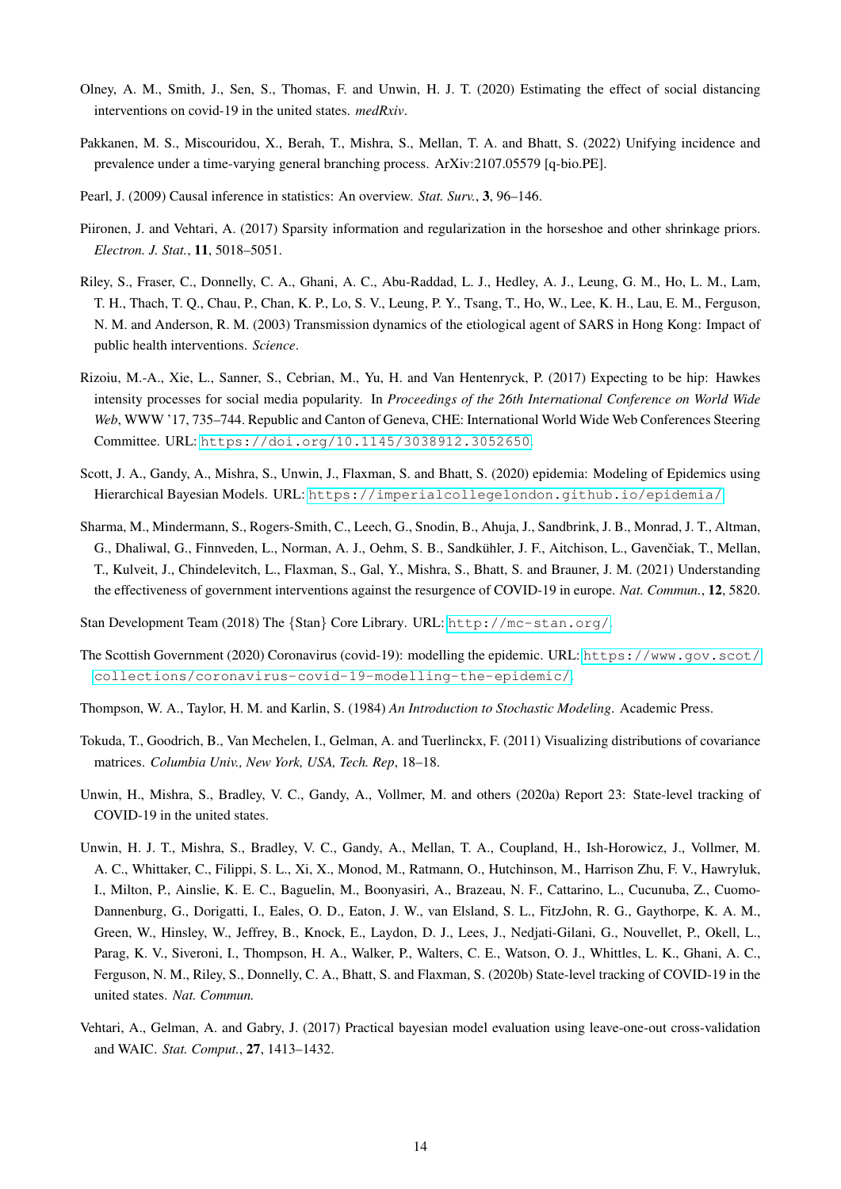Olney, A. M., Smith, J., Sen, S., Thomas, F. and Unwin, H. J. T. (2020) Estimating the effect of social distancing interventions on covid-19 in the united states. *medRxiv*.

Pakkanen, M. S., Miscouridou, X., Berah, T., Mishra, S., Mellan, T. A. and Bhatt, S. (2022) Unifying incidence and prevalence under a time-varying general branching process. ArXiv:2107.05579 [q-bio.PE].

Pearl, J. (2009) Causal inference in statistics: An overview. *Stat. Surv.*, **3**, 96–146.

Piironen, J. and Vehtari, A. (2017) Sparsity information and regularization in the horseshoe and other shrinkage priors. *Electron. J. Stat.*, **11**, 5018–5051.

Riley, S., Fraser, C., Donnelly, C. A., Ghani, A. C., Abu-Raddad, L. J., Hedley, A. J., Leung, G. M., Ho, L. M., Lam, T. H., Thach, T. Q., Chau, P., Chan, K. P., Lo, S. V., Leung, P. Y., Tsang, T., Ho, W., Lee, K. H., Lau, E. M., Ferguson, N. M. and Anderson, R. M. (2003) Transmission dynamics of the etiological agent of SARS in Hong Kong: Impact of public health interventions. *Science*.

Rizoiu, M.-A., Xie, L., Sanner, S., Cebrian, M., Yu, H. and Van Hentenryck, P. (2017) Expecting to be hip: Hawkes intensity processes for social media popularity. In *Proceedings of the 26th International Conference on World Wide Web*, WWW '17, 735–744. Republic and Canton of Geneva, CHE: International World Wide Web Conferences Steering Committee. URL: https://doi.org/10.1145/3038912.3052650.

Scott, J. A., Gandy, A., Mishra, S., Unwin, J., Flaxman, S. and Bhatt, S. (2020) epidemia: Modeling of Epidemics using Hierarchical Bayesian Models. URL: https://imperialcollegelondon.github.io/epidemia/.

Sharma, M., Mindermann, S., Rogers-Smith, C., Leech, G., Snodin, B., Ahuja, J., Sandbrink, J. B., Monrad, J. T., Altman, G., Dhaliwal, G., Finnveden, L., Norman, A. J., Oehm, S. B., Sandkühler, J. F., Aitchison, L., Gavenčiak, T., Mellan, T., Kulveit, J., Chindelevitch, L., Flaxman, S., Gal, Y., Mishra, S., Bhatt, S. and Brauner, J. M. (2021) Understanding the effectiveness of government interventions against the resurgence of COVID-19 in europe. *Nat. Commun.*, **12**, 5820.

Stan Development Team (2018) The {Stan} Core Library. URL: http://mc-stan.org/.

The Scottish Government (2020) Coronavirus (covid-19): modelling the epidemic. URL: https://www.gov.scot/collections/coronavirus-covid-19-modelling-the-epidemic/.

Thompson, W. A., Taylor, H. M. and Karlin, S. (1984) *An Introduction to Stochastic Modeling*. Academic Press.

Tokuda, T., Goodrich, B., Van Mechelen, I., Gelman, A. and Tuerlinckx, F. (2011) Visualizing distributions of covariance matrices. *Columbia Univ., New York, USA, Tech. Rep*, 18–18.

Unwin, H., Mishra, S., Bradley, V. C., Gandy, A., Vollmer, M. and others (2020a) Report 23: State-level tracking of COVID-19 in the united states.

Unwin, H. J. T., Mishra, S., Bradley, V. C., Gandy, A., Mellan, T. A., Coupland, H., Ish-Horowicz, J., Vollmer, M. A. C., Whittaker, C., Filippi, S. L., Xi, X., Monod, M., Ratmann, O., Hutchinson, M., Harrison Zhu, F. V., Hawryluk, I., Milton, P., Ainslie, K. E. C., Baguelin, M., Boonyasiri, A., Brazeau, N. F., Cattarino, L., Cucunuba, Z., Cuomo-Dannenburg, G., Dorigatti, I., Eales, O. D., Eaton, J. W., van Elsland, S. L., FitzJohn, R. G., Gaythorpe, K. A. M., Green, W., Hinsley, W., Jeffrey, B., Knock, E., Laydon, D. J., Lees, J., Nedjati-Gilani, G., Nouvellet, P., Okell, L., Parag, K. V., Siveroni, I., Thompson, H. A., Walker, P., Walters, C. E., Watson, O. J., Whittles, L. K., Ghani, A. C., Ferguson, N. M., Riley, S., Donnelly, C. A., Bhatt, S. and Flaxman, S. (2020b) State-level tracking of COVID-19 in the united states. *Nat. Commun.*

Vehtari, A., Gelman, A. and Gabry, J. (2017) Practical bayesian model evaluation using leave-one-out cross-validation and WAIC. *Stat. Comput.*, **27**, 1413–1432.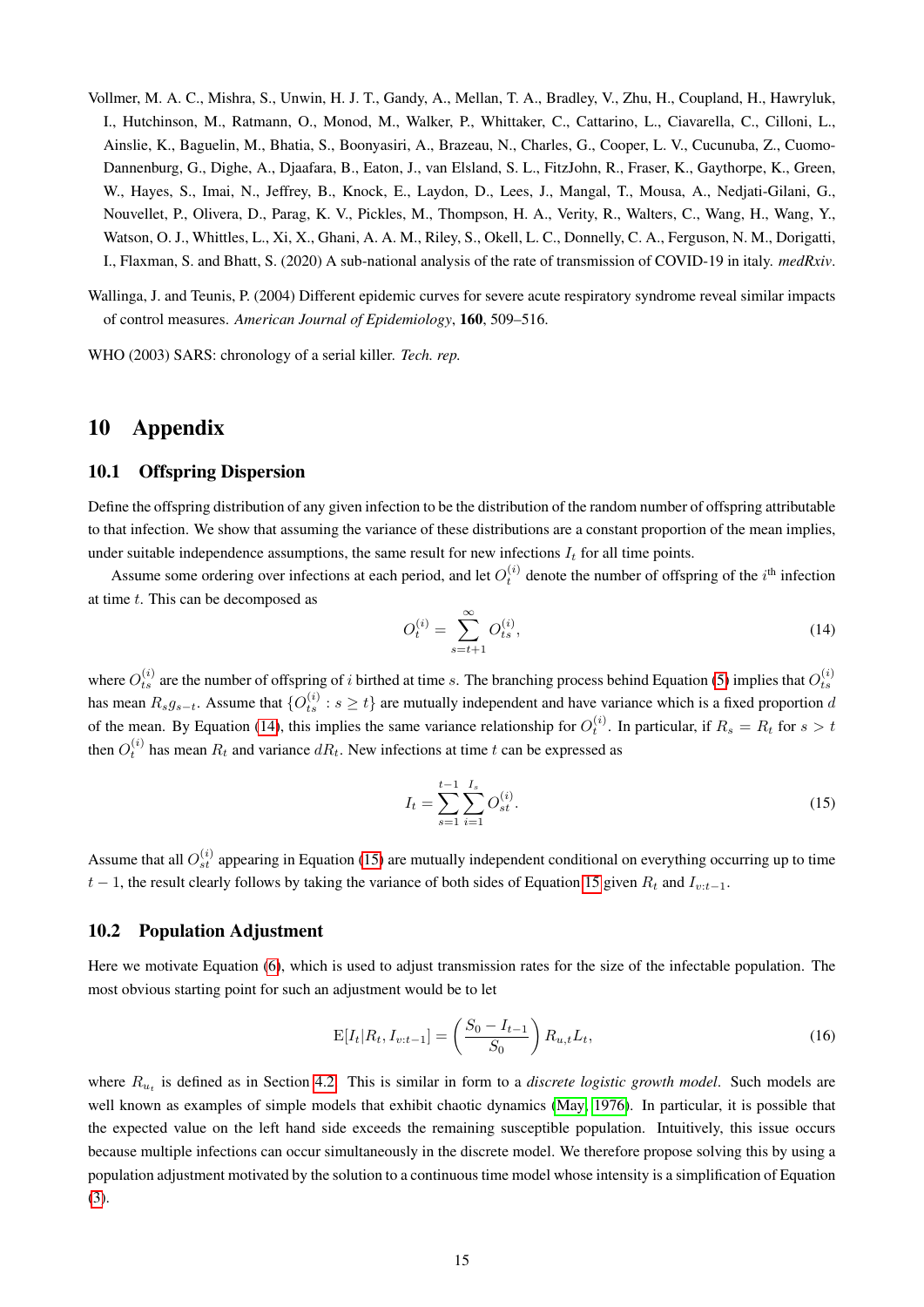Vollmer, M. A. C., Mishra, S., Unwin, H. J. T., Gandy, A., Mellan, T. A., Bradley, V., Zhu, H., Coupland, H., Hawryluk, I., Hutchinson, M., Ratmann, O., Monod, M., Walker, P., Whittaker, C., Cattarino, L., Ciavarella, C., Cilloni, L., Ainslie, K., Baguelin, M., Bhatia, S., Boonyasiri, A., Brazeau, N., Charles, G., Cooper, L. V., Cucunuba, Z., Cuomo-Dannenburg, G., Dighe, A., Djaafara, B., Eaton, J., van Elsland, S. L., FitzJohn, R., Fraser, K., Gaythorpe, K., Green, W., Hayes, S., Imai, N., Jeffrey, B., Knock, E., Laydon, D., Lees, J., Mangal, T., Mousa, A., Nedjati-Gilani, G., Nouvellet, P., Olivera, D., Parag, K. V., Pickles, M., Thompson, H. A., Verity, R., Walters, C., Wang, H., Wang, Y., Watson, O. J., Whittles, L., Xi, X., Ghani, A. A. M., Riley, S., Okell, L. C., Donnelly, C. A., Ferguson, N. M., Dorigatti, I., Flaxman, S. and Bhatt, S. (2020) A sub-national analysis of the rate of transmission of COVID-19 in italy. *medRxiv*.

Wallinga, J. and Teunis, P. (2004) Different epidemic curves for severe acute respiratory syndrome reveal similar impacts of control measures. *American Journal of Epidemiology*, **160**, 509–516.

WHO (2003) SARS: chronology of a serial killer. *Tech. rep.*

# 10 Appendix

## 10.1 Offspring Dispersion

Define the offspring distribution of any given infection to be the distribution of the random number of offspring attributable to that infection. We show that assuming the variance of these distributions are a constant proportion of the mean implies, under suitable independence assumptions, the same result for new infections $I_t$ for all time points.

Assume some ordering over infections at each period, and let $O_t^{(i)}$ denote the number of offspring of the $i^{\text{th}}$ infection at time $t$. This can be decomposed as

$$O_t^{(i)} = \sum_{s=t+1}^{\infty} O_{ts}^{(i)}, \tag{14}$$

where $O_{ts}^{(i)}$ are the number of offspring of $i$ birthed at time $s$. The branching process behind Equation (5) implies that $O_{ts}^{(i)}$ has mean $R_s g_{s-t}$. Assume that $\{O_{ts}^{(i)} : s \geq t\}$ are mutually independent and have variance which is a fixed proportion $d$ of the mean. By Equation (14), this implies the same variance relationship for $O_t^{(i)}$. In particular, if $R_s = R_t$ for $s > t$ then $O_t^{(i)}$ has mean $R_t$ and variance $dR_t$. New infections at time $t$ can be expressed as

$$I_t = \sum_{s=1}^{t-1} \sum_{i=1}^{I_s} O_{st}^{(i)}. \tag{15}$$

Assume that all $O_{st}^{(i)}$ appearing in Equation (15) are mutually independent conditional on everything occurring up to time $t-1$, the result clearly follows by taking the variance of both sides of Equation 15 given $R_t$ and $I_{v:t-1}$.

## 10.2 Population Adjustment

Here we motivate Equation (6), which is used to adjust transmission rates for the size of the infectable population. The most obvious starting point for such an adjustment would be to let

$$\mathrm{E}[I_t | R_t, I_{v:t-1}] = \left( \frac{S_0 - I_{t-1}}{S_0} \right) R_{u,t} L_t, \tag{16}$$

where $R_{u_t}$ is defined as in Section 4.2. This is similar in form to a *discrete logistic growth model*. Such models are well known as examples of simple models that exhibit chaotic dynamics (May, 1976). In particular, it is possible that the expected value on the left hand side exceeds the remaining susceptible population. Intuitively, this issue occurs because multiple infections can occur simultaneously in the discrete model. We therefore propose solving this by using a population adjustment motivated by the solution to a continuous time model whose intensity is a simplification of Equation (3).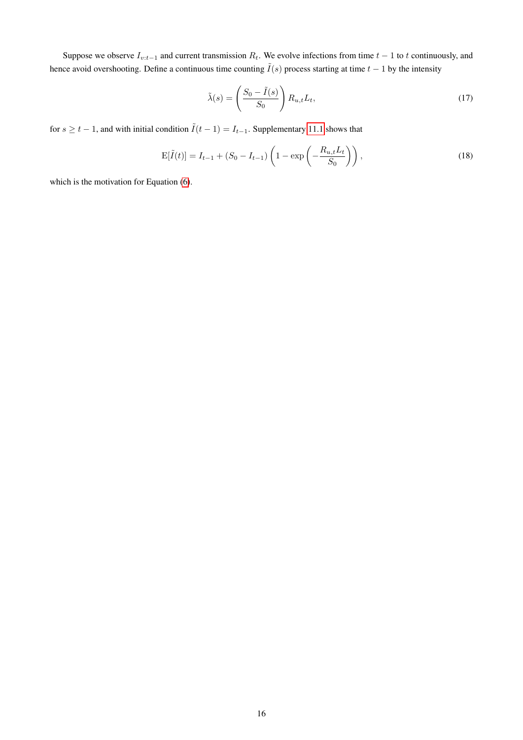Suppose we observe $I_{v:t-1}$ and current transmission $R_t$. We evolve infections from time $t-1$ to $t$ continuously, and hence avoid overshooting. Define a continuous time counting $\tilde{I}(s)$ process starting at time $t-1$ by the intensity

$$\tilde{\lambda}(s) = \left( \frac{S_0 - \tilde{I}(s)}{S_0} \right) R_{u,t} L_t, \tag{17}$$

for $s \geq t-1$, and with initial condition $\tilde{I}(t-1) = I_{t-1}$. Supplementary 11.1 shows that

$$\mathrm{E}[\tilde{I}(t)] = I_{t-1} + (S_0 - I_{t-1}) \left( 1 - \exp\left( -\frac{R_{u,t} L_t}{S_0} \right) \right), \tag{18}$$

which is the motivation for Equation (6).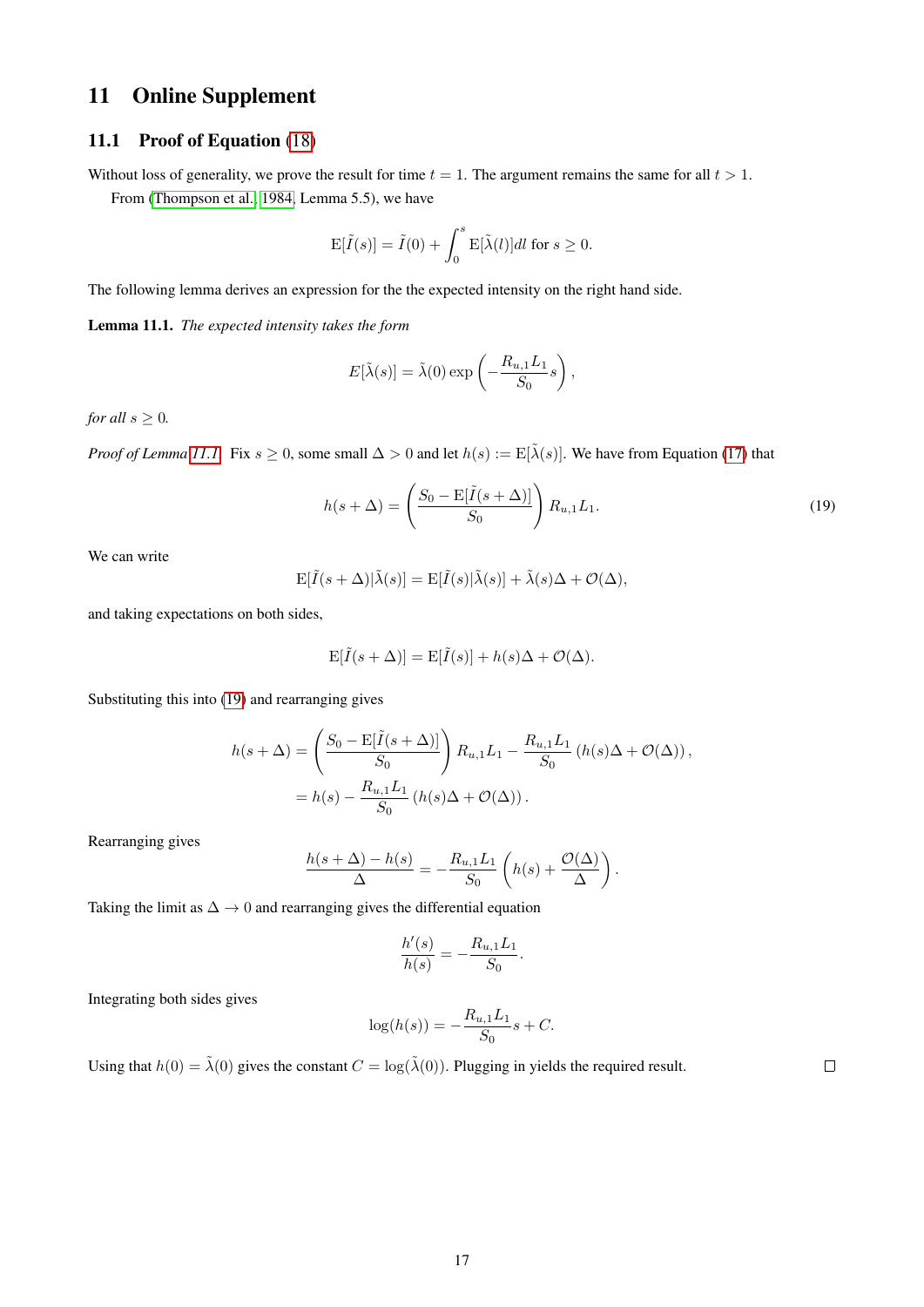# 11 Online Supplement

## 11.1 Proof of Equation (18)

Without loss of generality, we prove the result for time $t = 1$. The argument remains the same for all $t > 1$.

From (Thompson et al., 1984, Lemma 5.5), we have

$$\mathrm{E}[\tilde{I}(s)] = \tilde{I}(0) + \int_0^s \mathrm{E}[\tilde{\lambda}(l)]dl \text{ for } s \geq 0.$$

The following lemma derives an expression for the the expected intensity on the right hand side.

**Lemma 11.1.** *The expected intensity takes the form*

$$E[\tilde{\lambda}(s)] = \tilde{\lambda}(0)\exp\left(-\frac{R_{u,1}L_1}{S_0}s\right),$$

*for all* $s \geq 0$.

*Proof of Lemma 11.1.* Fix $s \geq 0$, some small $\Delta > 0$ and let $h(s) := \mathrm{E}[\tilde{\lambda}(s)]$. We have from Equation (17) that

$$h(s+\Delta) = \left(\frac{S_0 - \mathrm{E}[\tilde{I}(s+\Delta)]}{S_0}\right) R_{u,1}L_1. \tag{19}$$

We can write

$$\mathrm{E}[\tilde{I}(s+\Delta)|\tilde{\lambda}(s)] = \mathrm{E}[\tilde{I}(s)|\tilde{\lambda}(s)] + \tilde{\lambda}(s)\Delta + \mathcal{O}(\Delta),$$

and taking expectations on both sides,

$$\mathrm{E}[\tilde{I}(s+\Delta)] = \mathrm{E}[\tilde{I}(s)] + h(s)\Delta + \mathcal{O}(\Delta).$$

Substituting this into (19) and rearranging gives

$$\begin{aligned} h(s+\Delta) &= \left(\frac{S_0 - \mathrm{E}[\tilde{I}(s+\Delta)]}{S_0}\right) R_{u,1}L_1 - \frac{R_{u,1}L_1}{S_0}\left(h(s)\Delta + \mathcal{O}(\Delta)\right), \\ &= h(s) - \frac{R_{u,1}L_1}{S_0}\left(h(s)\Delta + \mathcal{O}(\Delta)\right). \end{aligned}$$

Rearranging gives

$$\frac{h(s+\Delta)-h(s)}{\Delta} = -\frac{R_{u,1}L_1}{S_0}\left(h(s) + \frac{\mathcal{O}(\Delta)}{\Delta}\right).$$

Taking the limit as $\Delta \to 0$ and rearranging gives the differential equation

$$\frac{h'(s)}{h(s)} = -\frac{R_{u,1}L_1}{S_0}.$$

Integrating both sides gives

$$\log(h(s)) = -\frac{R_{u,1}L_1}{S_0}s + C.$$

Using that $h(0) = \tilde{\lambda}(0)$ gives the constant $C = \log(\tilde{\lambda}(0))$. Plugging in yields the required result. □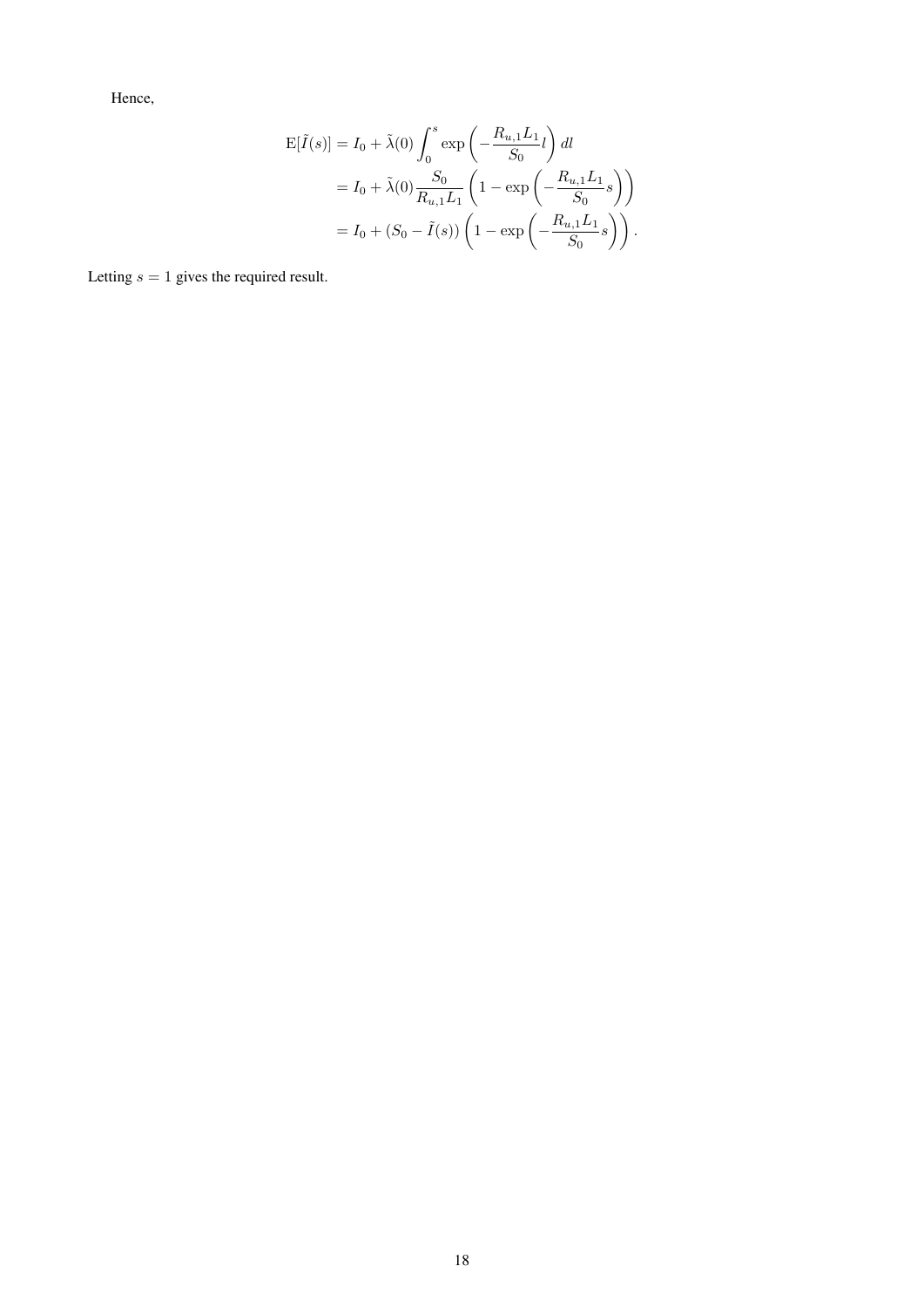Hence,

$$
\begin{aligned}
\mathrm{E}[\tilde{I}(s)] &= I_0 + \tilde{\lambda}(0) \int_0^s \exp\left(-\frac{R_{u,1}L_1}{S_0} l\right) dl \\
&= I_0 + \tilde{\lambda}(0) \frac{S_0}{R_{u,1}L_1} \left(1 - \exp\left(-\frac{R_{u,1}L_1}{S_0} s\right)\right) \\
&= I_0 + (S_0 - \tilde{I}(s)) \left(1 - \exp\left(-\frac{R_{u,1}L_1}{S_0} s\right)\right).
\end{aligned}
$$

Letting $s = 1$ gives the required result.